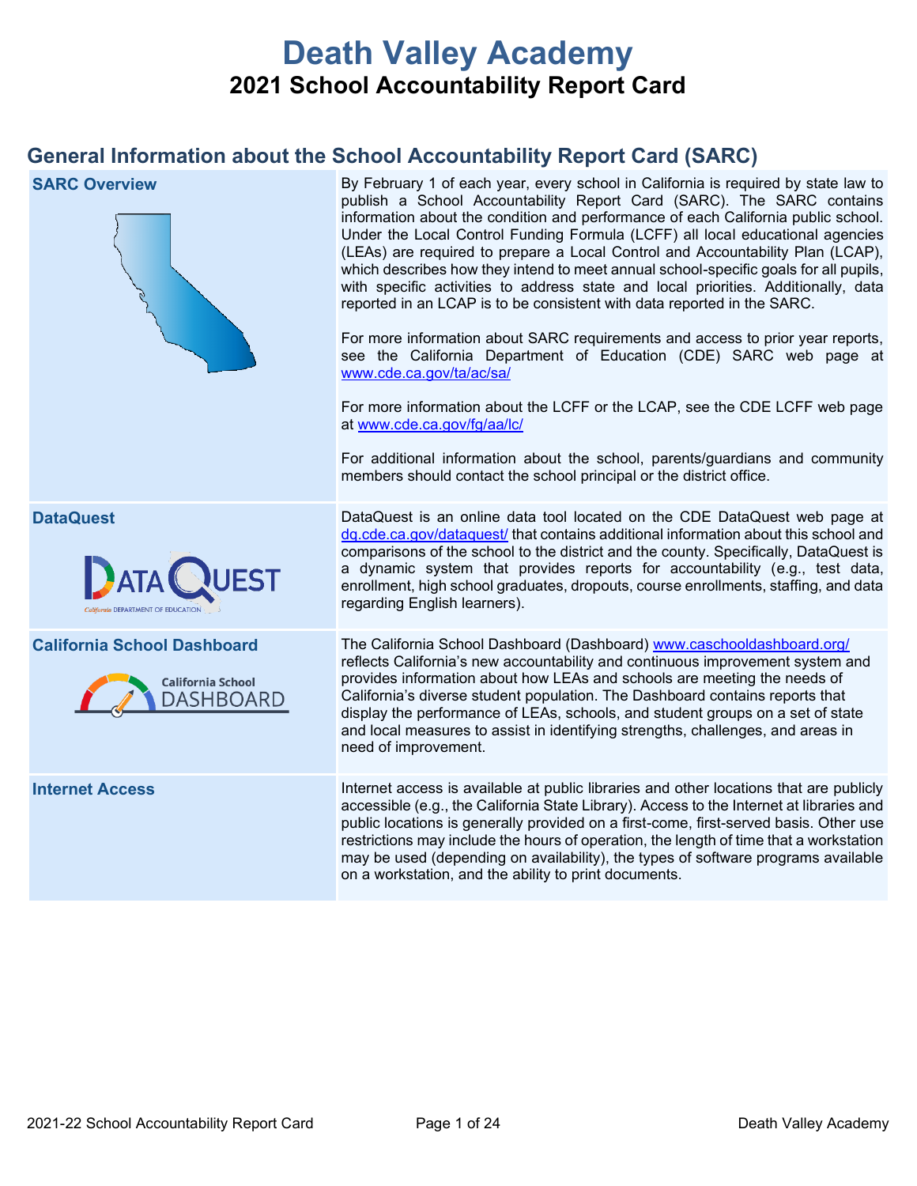# Death Valley Academy

## 2021 School Accountability Report Card

## General Information about the School Accountability Report Card (SARC)

| | |
|---|---|
| **SARC Overview** | By February 1 of each year, every school in California is required by state law to publish a School Accountability Report Card (SARC). The SARC contains information about the condition and performance of each California public school. Under the Local Control Funding Formula (LCFF) all local educational agencies (LEAs) are required to prepare a Local Control and Accountability Plan (LCAP), which describes how they intend to meet annual school-specific goals for all pupils, with specific activities to address state and local priorities. Additionally, data reported in an LCAP is to be consistent with data reported in the SARC.<br><br>For more information about SARC requirements and access to prior year reports, see the California Department of Education (CDE) SARC web page at www.cde.ca.gov/ta/ac/sa/<br><br>For more information about the LCFF or the LCAP, see the CDE LCFF web page at www.cde.ca.gov/fg/aa/lc/<br><br>For additional information about the school, parents/guardians and community members should contact the school principal or the district office. |
| **DataQuest** | DataQuest is an online data tool located on the CDE DataQuest web page at dq.cde.ca.gov/dataquest/ that contains additional information about this school and comparisons of the school to the district and the county. Specifically, DataQuest is a dynamic system that provides reports for accountability (e.g., test data, enrollment, high school graduates, dropouts, course enrollments, staffing, and data regarding English learners). |
| **California School Dashboard** | The California School Dashboard (Dashboard) www.caschooldashboard.org/ reflects California's new accountability and continuous improvement system and provides information about how LEAs and schools are meeting the needs of California's diverse student population. The Dashboard contains reports that display the performance of LEAs, schools, and student groups on a set of state and local measures to assist in identifying strengths, challenges, and areas in need of improvement. |
| **Internet Access** | Internet access is available at public libraries and other locations that are publicly accessible (e.g., the California State Library). Access to the Internet at libraries and public locations is generally provided on a first-come, first-served basis. Other use restrictions may include the hours of operation, the length of time that a workstation may be used (depending on availability), the types of software programs available on a workstation, and the ability to print documents. |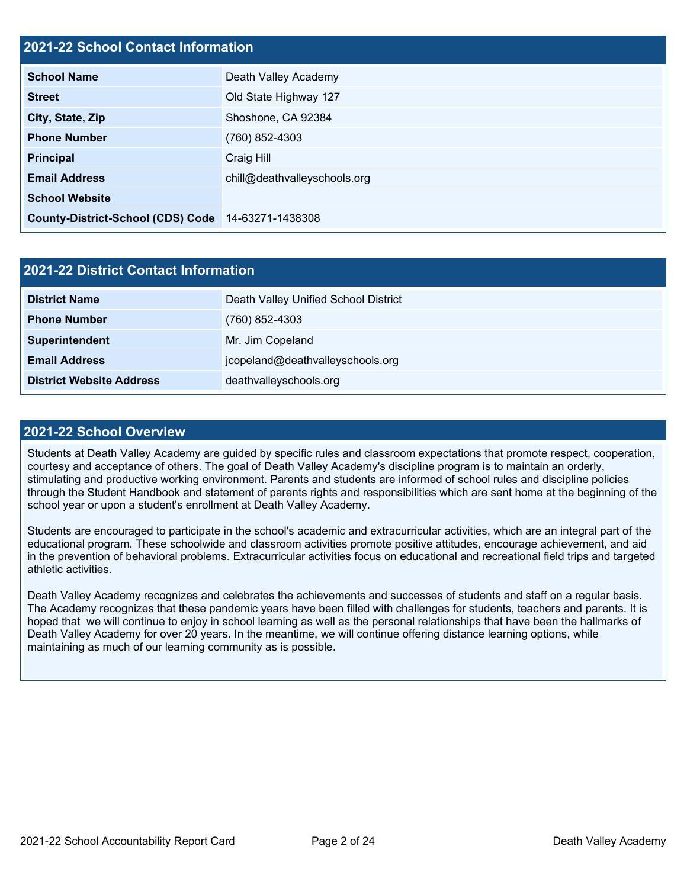## 2021-22 School Contact Information

| Field | Value |
| --- | --- |
| **School Name** | Death Valley Academy |
| **Street** | Old State Highway 127 |
| **City, State, Zip** | Shoshone, CA 92384 |
| **Phone Number** | (760) 852-4303 |
| **Principal** | Craig Hill |
| **Email Address** | chill@deathvalleyschools.org |
| **School Website** | |
| **County-District-School (CDS) Code** | 14-63271-1438308 |

## 2021-22 District Contact Information

| Field | Value |
| --- | --- |
| **District Name** | Death Valley Unified School District |
| **Phone Number** | (760) 852-4303 |
| **Superintendent** | Mr. Jim Copeland |
| **Email Address** | jcopeland@deathvalleyschools.org |
| **District Website Address** | deathvalleyschools.org |

## 2021-22 School Overview

Students at Death Valley Academy are guided by specific rules and classroom expectations that promote respect, cooperation, courtesy and acceptance of others. The goal of Death Valley Academy's discipline program is to maintain an orderly, stimulating and productive working environment. Parents and students are informed of school rules and discipline policies through the Student Handbook and statement of parents rights and responsibilities which are sent home at the beginning of the school year or upon a student's enrollment at Death Valley Academy.

Students are encouraged to participate in the school's academic and extracurricular activities, which are an integral part of the educational program. These schoolwide and classroom activities promote positive attitudes, encourage achievement, and aid in the prevention of behavioral problems. Extracurricular activities focus on educational and recreational field trips and targeted athletic activities.

Death Valley Academy recognizes and celebrates the achievements and successes of students and staff on a regular basis. The Academy recognizes that these pandemic years have been filled with challenges for students, teachers and parents. It is hoped that we will continue to enjoy in school learning as well as the personal relationships that have been the hallmarks of Death Valley Academy for over 20 years. In the meantime, we will continue offering distance learning options, while maintaining as much of our learning community as is possible.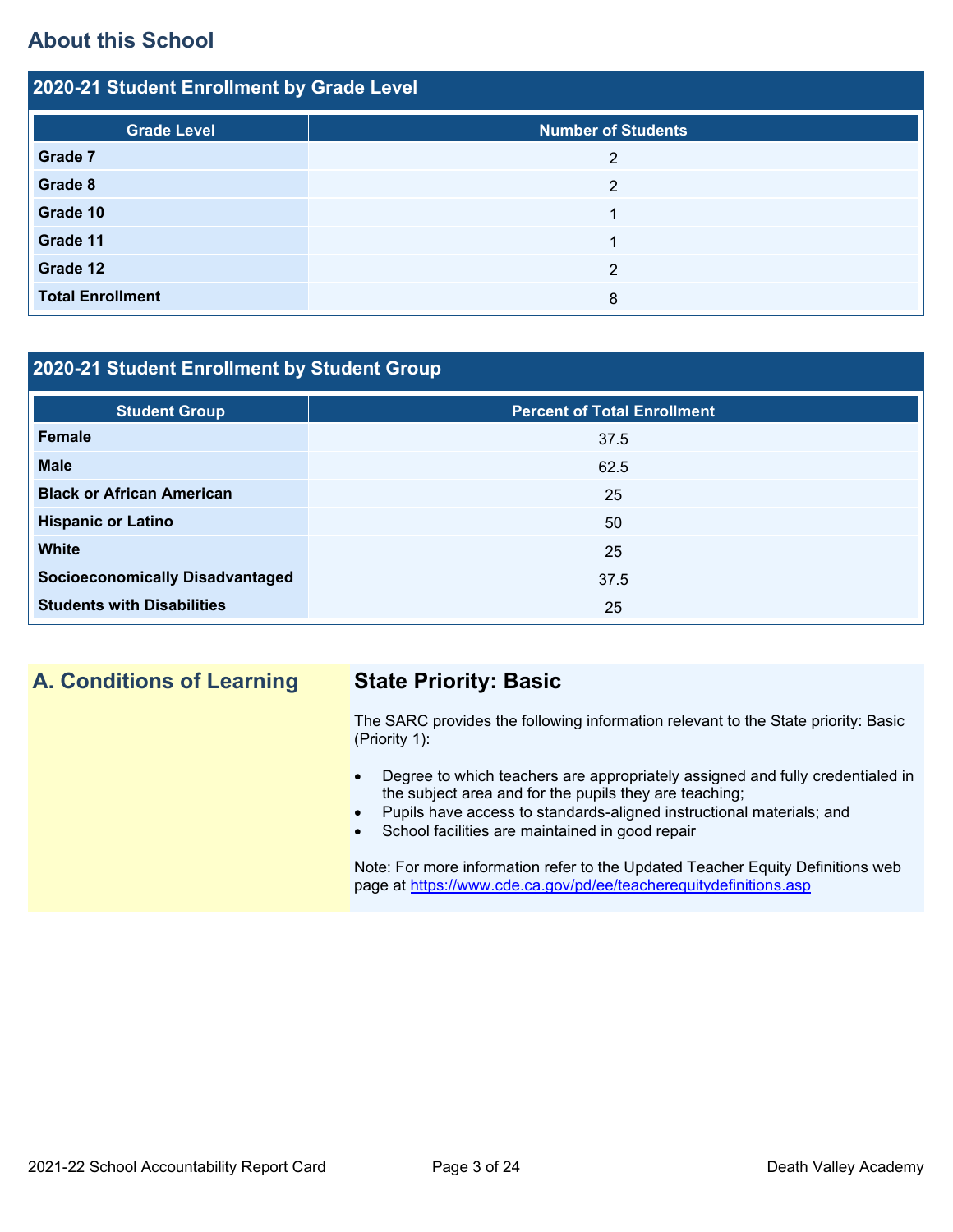## About this School

### 2020-21 Student Enrollment by Grade Level

| Grade Level | Number of Students |
|---|---|
| **Grade 7** | 2 |
| **Grade 8** | 2 |
| **Grade 10** | 1 |
| **Grade 11** | 1 |
| **Grade 12** | 2 |
| **Total Enrollment** | 8 |

### 2020-21 Student Enrollment by Student Group

| Student Group | Percent of Total Enrollment |
|---|---|
| **Female** | 37.5 |
| **Male** | 62.5 |
| **Black or African American** | 25 |
| **Hispanic or Latino** | 50 |
| **White** | 25 |
| **Socioeconomically Disadvantaged** | 37.5 |
| **Students with Disabilities** | 25 |

## A. Conditions of Learning

### State Priority: Basic

The SARC provides the following information relevant to the State priority: Basic (Priority 1):

- Degree to which teachers are appropriately assigned and fully credentialed in the subject area and for the pupils they are teaching;
- Pupils have access to standards-aligned instructional materials; and
- School facilities are maintained in good repair

Note: For more information refer to the Updated Teacher Equity Definitions web page at https://www.cde.ca.gov/pd/ee/teacherequitydefinitions.asp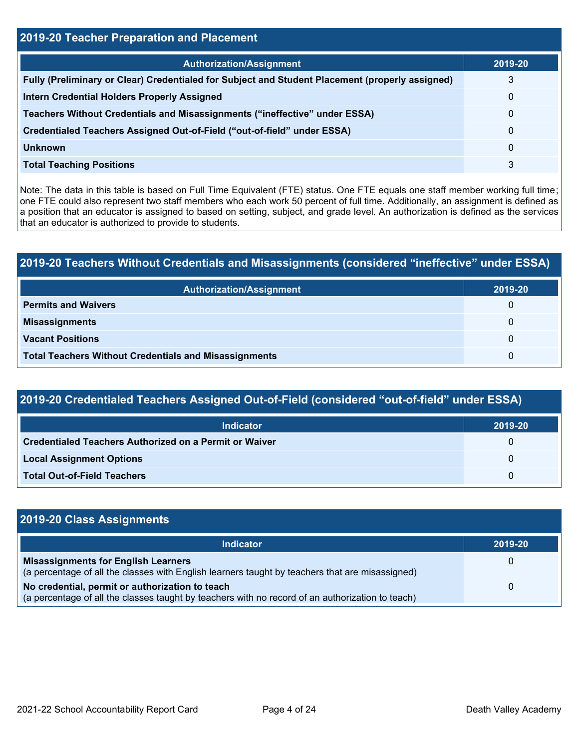## 2019-20 Teacher Preparation and Placement

| Authorization/Assignment | 2019-20 |
| --- | --- |
| Fully (Preliminary or Clear) Credentialed for Subject and Student Placement (properly assigned) | 3 |
| Intern Credential Holders Properly Assigned | 0 |
| Teachers Without Credentials and Misassignments (“ineffective” under ESSA) | 0 |
| Credentialed Teachers Assigned Out-of-Field (“out-of-field” under ESSA) | 0 |
| Unknown | 0 |
| Total Teaching Positions | 3 |

Note: The data in this table is based on Full Time Equivalent (FTE) status. One FTE equals one staff member working full time; one FTE could also represent two staff members who each work 50 percent of full time. Additionally, an assignment is defined as a position that an educator is assigned to based on setting, subject, and grade level. An authorization is defined as the services that an educator is authorized to provide to students.

## 2019-20 Teachers Without Credentials and Misassignments (considered “ineffective” under ESSA)

| Authorization/Assignment | 2019-20 |
| --- | --- |
| Permits and Waivers | 0 |
| Misassignments | 0 |
| Vacant Positions | 0 |
| Total Teachers Without Credentials and Misassignments | 0 |

## 2019-20 Credentialed Teachers Assigned Out-of-Field (considered “out-of-field” under ESSA)

| Indicator | 2019-20 |
| --- | --- |
| Credentialed Teachers Authorized on a Permit or Waiver | 0 |
| Local Assignment Options | 0 |
| Total Out-of-Field Teachers | 0 |

## 2019-20 Class Assignments

| Indicator | 2019-20 |
| --- | --- |
| **Misassignments for English Learners** (a percentage of all the classes with English learners taught by teachers that are misassigned) | 0 |
| **No credential, permit or authorization to teach** (a percentage of all the classes taught by teachers with no record of an authorization to teach) | 0 |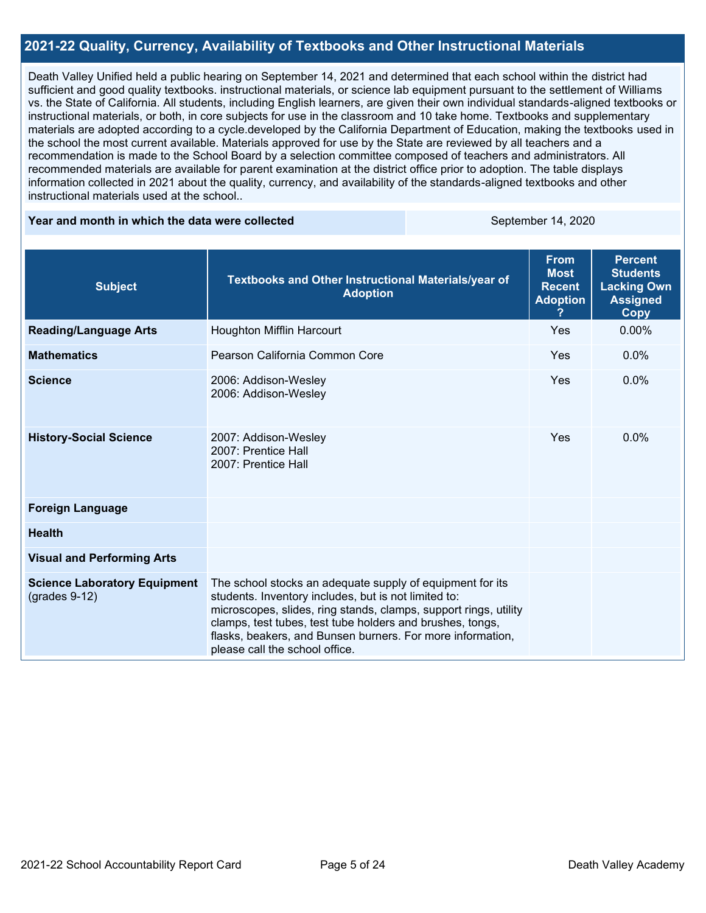## 2021-22 Quality, Currency, Availability of Textbooks and Other Instructional Materials

Death Valley Unified held a public hearing on September 14, 2021 and determined that each school within the district had sufficient and good quality textbooks. instructional materials, or science lab equipment pursuant to the settlement of Williams vs. the State of California. All students, including English learners, are given their own individual standards-aligned textbooks or instructional materials, or both, in core subjects for use in the classroom and 10 take home. Textbooks and supplementary materials are adopted according to a cycle.developed by the California Department of Education, making the textbooks used in the school the most current available. Materials approved for use by the State are reviewed by all teachers and a recommendation is made to the School Board by a selection committee composed of teachers and administrators. All recommended materials are available for parent examination at the district office prior to adoption. The table displays information collected in 2021 about the quality, currency, and availability of the standards-aligned textbooks and other instructional materials used at the school..

| Year and month in which the data were collected | September 14, 2020 |
|---|---|

| Subject | Textbooks and Other Instructional Materials/year of Adoption | From Most Recent Adoption ? | Percent Students Lacking Own Assigned Copy |
|---|---|---|---|
| **Reading/Language Arts** | Houghton Mifflin Harcourt | Yes | 0.00% |
| **Mathematics** | Pearson California Common Core | Yes | 0.0% |
| **Science** | 2006: Addison-Wesley<br>2006: Addison-Wesley | Yes | 0.0% |
| **History-Social Science** | 2007: Addison-Wesley<br>2007: Prentice Hall<br>2007: Prentice Hall | Yes | 0.0% |
| **Foreign Language** | | | |
| **Health** | | | |
| **Visual and Performing Arts** | | | |
| **Science Laboratory Equipment** (grades 9-12) | The school stocks an adequate supply of equipment for its students. Inventory includes, but is not limited to: microscopes, slides, ring stands, clamps, support rings, utility clamps, test tubes, test tube holders and brushes, tongs, flasks, beakers, and Bunsen burners. For more information, please call the school office. | | |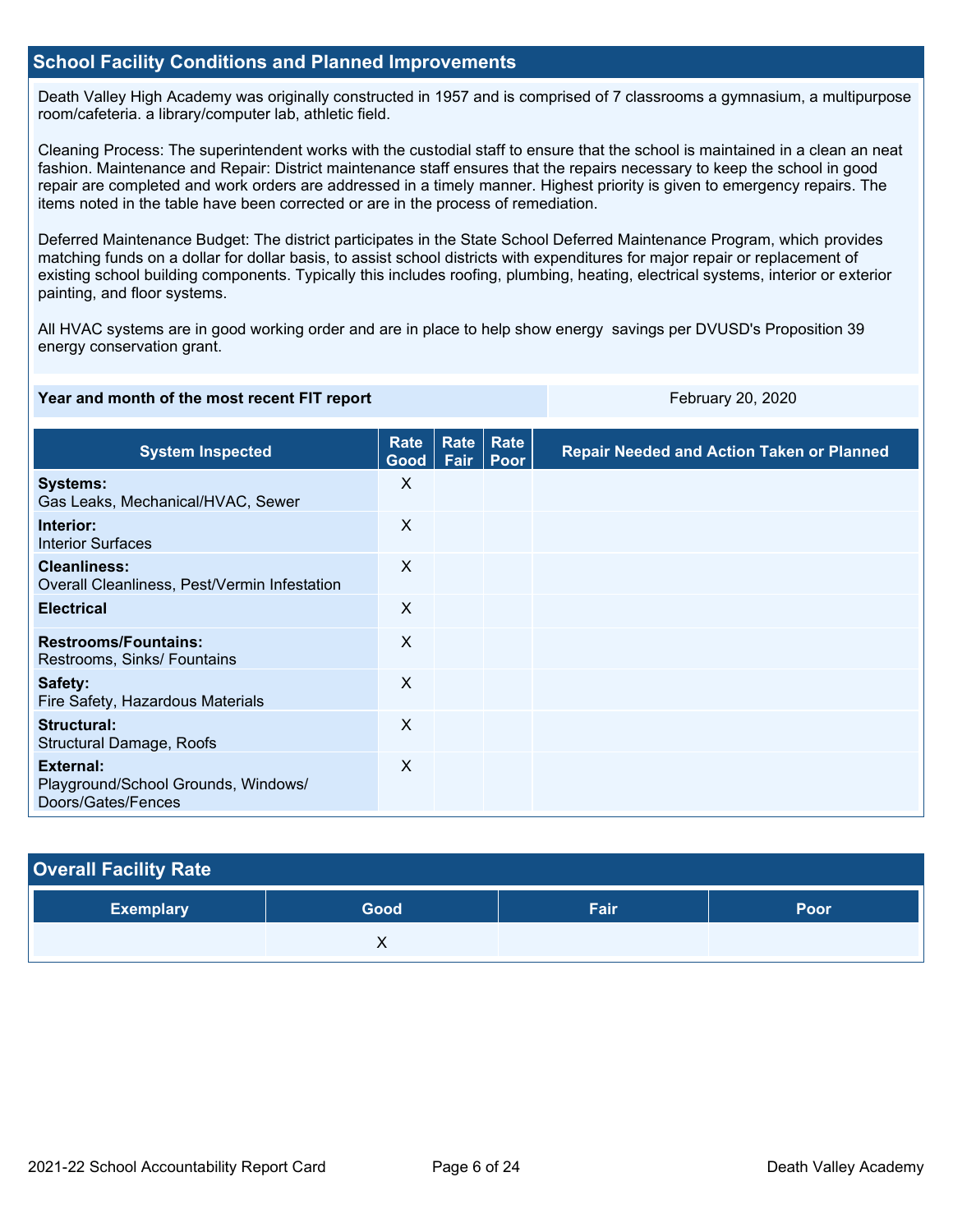## School Facility Conditions and Planned Improvements

Death Valley High Academy was originally constructed in 1957 and is comprised of 7 classrooms a gymnasium, a multipurpose room/cafeteria. a library/computer lab, athletic field.

Cleaning Process: The superintendent works with the custodial staff to ensure that the school is maintained in a clean an neat fashion. Maintenance and Repair: District maintenance staff ensures that the repairs necessary to keep the school in good repair are completed and work orders are addressed in a timely manner. Highest priority is given to emergency repairs. The items noted in the table have been corrected or are in the process of remediation.

Deferred Maintenance Budget: The district participates in the State School Deferred Maintenance Program, which provides matching funds on a dollar for dollar basis, to assist school districts with expenditures for major repair or replacement of existing school building components. Typically this includes roofing, plumbing, heating, electrical systems, interior or exterior painting, and floor systems.

All HVAC systems are in good working order and are in place to help show energy savings per DVUSD's Proposition 39 energy conservation grant.

| Year and month of the most recent FIT report | February 20, 2020 |
|---|---|

| System Inspected | Rate Good | Rate Fair | Rate Poor | Repair Needed and Action Taken or Planned |
|---|---|---|---|---|
| **Systems:** Gas Leaks, Mechanical/HVAC, Sewer | X | | | |
| **Interior:** Interior Surfaces | X | | | |
| **Cleanliness:** Overall Cleanliness, Pest/Vermin Infestation | X | | | |
| **Electrical** | X | | | |
| **Restrooms/Fountains:** Restrooms, Sinks/ Fountains | X | | | |
| **Safety:** Fire Safety, Hazardous Materials | X | | | |
| **Structural:** Structural Damage, Roofs | X | | | |
| **External:** Playground/School Grounds, Windows/ Doors/Gates/Fences | X | | | |

## Overall Facility Rate

| Exemplary | Good | Fair | Poor |
|---|---|---|---|
| | X | | |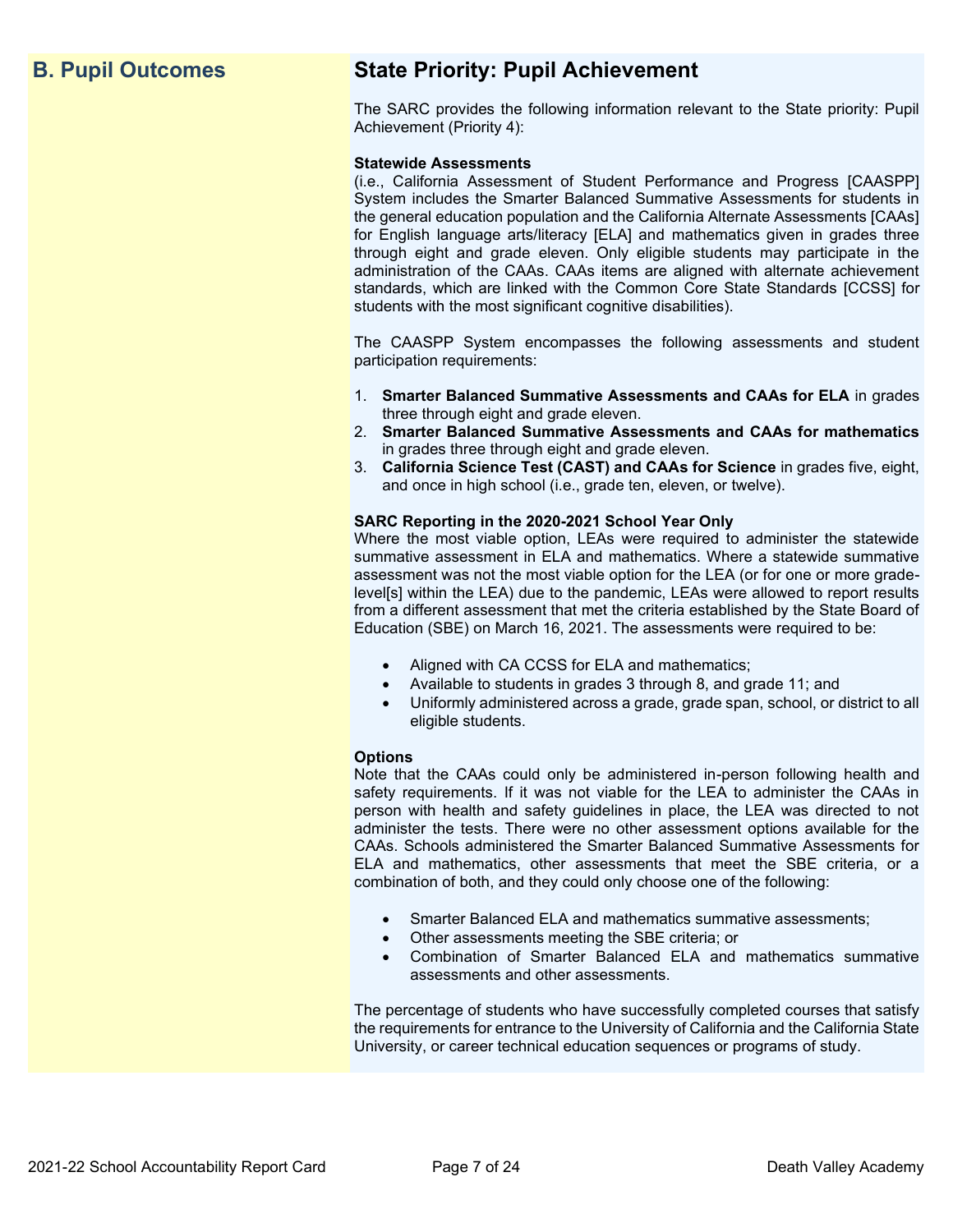## B. Pupil Outcomes

## State Priority: Pupil Achievement

The SARC provides the following information relevant to the State priority: Pupil Achievement (Priority 4):

**Statewide Assessments**
(i.e., California Assessment of Student Performance and Progress [CAASPP] System includes the Smarter Balanced Summative Assessments for students in the general education population and the California Alternate Assessments [CAAs] for English language arts/literacy [ELA] and mathematics given in grades three through eight and grade eleven. Only eligible students may participate in the administration of the CAAs. CAAs items are aligned with alternate achievement standards, which are linked with the Common Core State Standards [CCSS] for students with the most significant cognitive disabilities).

The CAASPP System encompasses the following assessments and student participation requirements:

1. **Smarter Balanced Summative Assessments and CAAs for ELA** in grades three through eight and grade eleven.
2. **Smarter Balanced Summative Assessments and CAAs for mathematics** in grades three through eight and grade eleven.
3. **California Science Test (CAST) and CAAs for Science** in grades five, eight, and once in high school (i.e., grade ten, eleven, or twelve).

**SARC Reporting in the 2020-2021 School Year Only**
Where the most viable option, LEAs were required to administer the statewide summative assessment in ELA and mathematics. Where a statewide summative assessment was not the most viable option for the LEA (or for one or more grade-level[s] within the LEA) due to the pandemic, LEAs were allowed to report results from a different assessment that met the criteria established by the State Board of Education (SBE) on March 16, 2021. The assessments were required to be:

- Aligned with CA CCSS for ELA and mathematics;
- Available to students in grades 3 through 8, and grade 11; and
- Uniformly administered across a grade, grade span, school, or district to all eligible students.

**Options**
Note that the CAAs could only be administered in-person following health and safety requirements. If it was not viable for the LEA to administer the CAAs in person with health and safety guidelines in place, the LEA was directed to not administer the tests. There were no other assessment options available for the CAAs. Schools administered the Smarter Balanced Summative Assessments for ELA and mathematics, other assessments that meet the SBE criteria, or a combination of both, and they could only choose one of the following:

- Smarter Balanced ELA and mathematics summative assessments;
- Other assessments meeting the SBE criteria; or
- Combination of Smarter Balanced ELA and mathematics summative assessments and other assessments.

The percentage of students who have successfully completed courses that satisfy the requirements for entrance to the University of California and the California State University, or career technical education sequences or programs of study.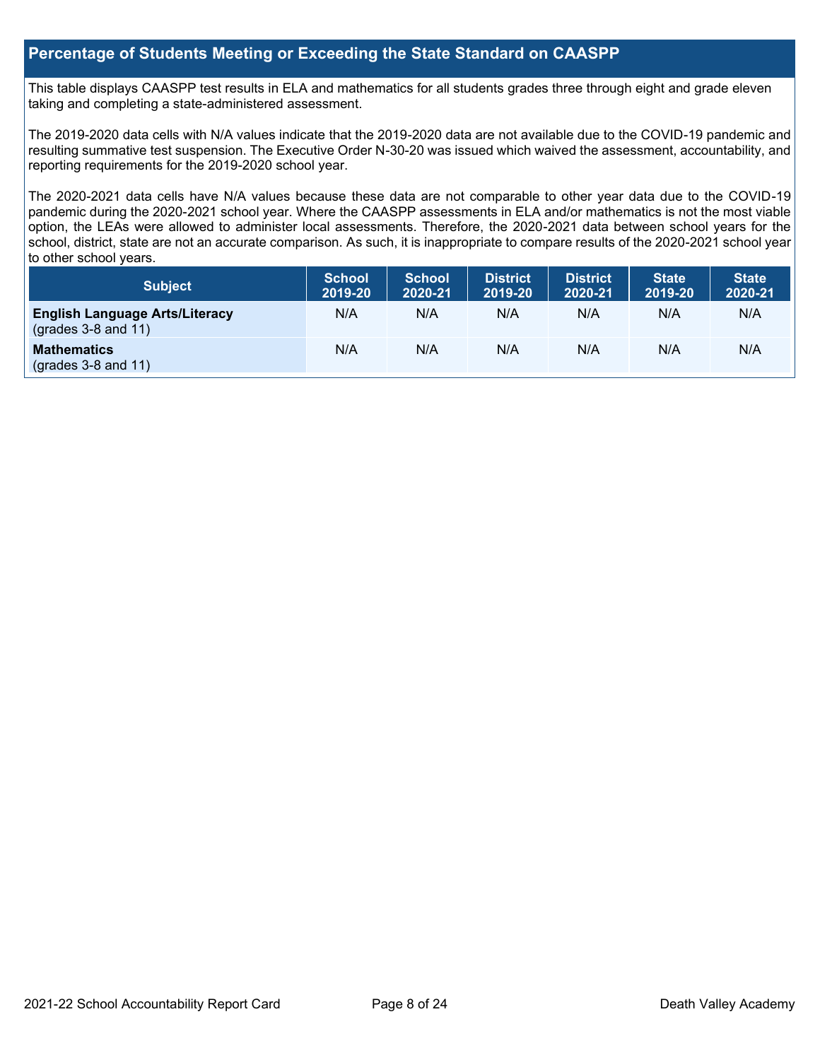## Percentage of Students Meeting or Exceeding the State Standard on CAASPP

This table displays CAASPP test results in ELA and mathematics for all students grades three through eight and grade eleven taking and completing a state-administered assessment.

The 2019-2020 data cells with N/A values indicate that the 2019-2020 data are not available due to the COVID-19 pandemic and resulting summative test suspension. The Executive Order N-30-20 was issued which waived the assessment, accountability, and reporting requirements for the 2019-2020 school year.

The 2020-2021 data cells have N/A values because these data are not comparable to other year data due to the COVID-19 pandemic during the 2020-2021 school year. Where the CAASPP assessments in ELA and/or mathematics is not the most viable option, the LEAs were allowed to administer local assessments. Therefore, the 2020-2021 data between school years for the school, district, state are not an accurate comparison. As such, it is inappropriate to compare results of the 2020-2021 school year to other school years.

| Subject | School 2019-20 | School 2020-21 | District 2019-20 | District 2020-21 | State 2019-20 | State 2020-21 |
|---|---|---|---|---|---|---|
| **English Language Arts/Literacy** (grades 3-8 and 11) | N/A | N/A | N/A | N/A | N/A | N/A |
| **Mathematics** (grades 3-8 and 11) | N/A | N/A | N/A | N/A | N/A | N/A |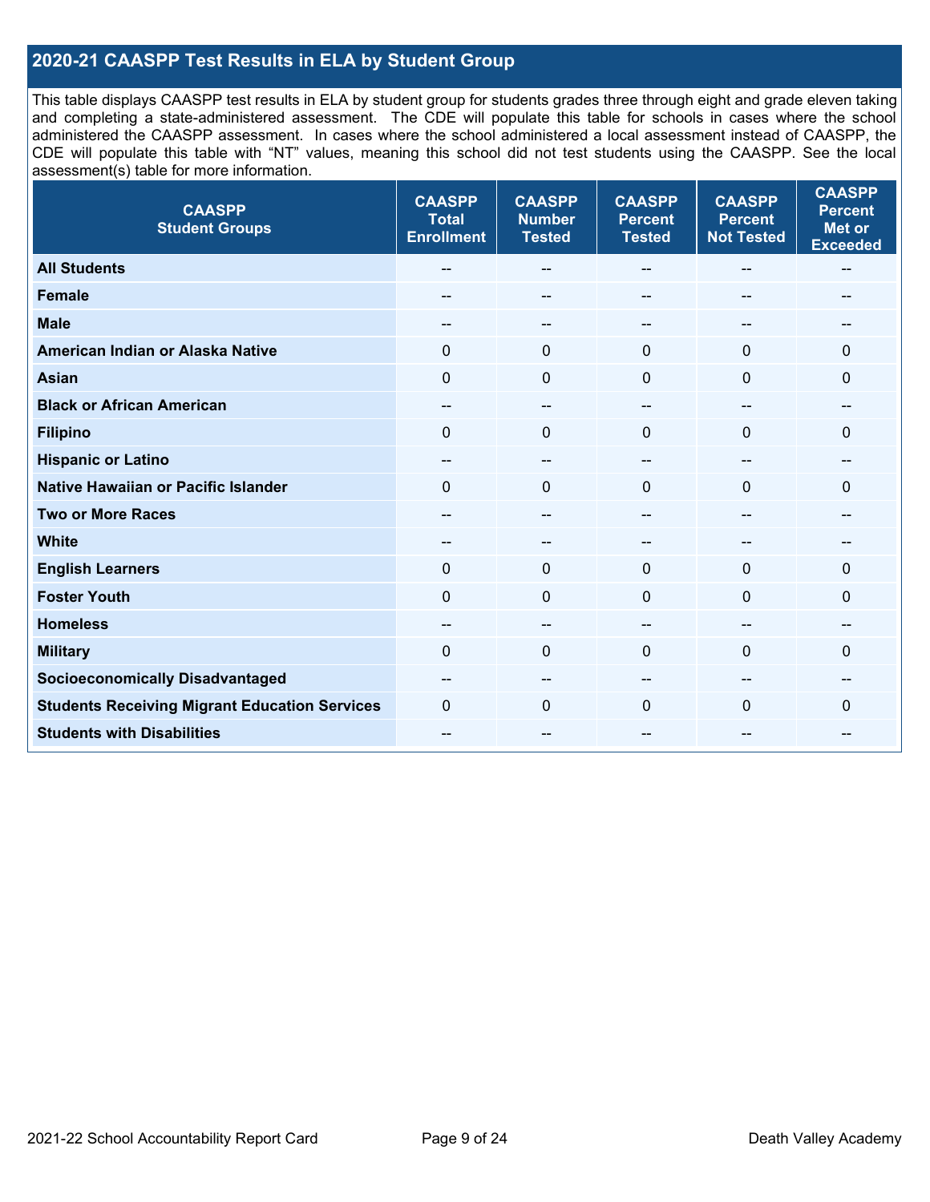## 2020-21 CAASPP Test Results in ELA by Student Group

This table displays CAASPP test results in ELA by student group for students grades three through eight and grade eleven taking and completing a state-administered assessment. The CDE will populate this table for schools in cases where the school administered the CAASPP assessment. In cases where the school administered a local assessment instead of CAASPP, the CDE will populate this table with "NT" values, meaning this school did not test students using the CAASPP. See the local assessment(s) table for more information.

| CAASPP Student Groups | CAASPP Total Enrollment | CAASPP Number Tested | CAASPP Percent Tested | CAASPP Percent Not Tested | CAASPP Percent Met or Exceeded |
|---|---|---|---|---|---|
| **All Students** | -- | -- | -- | -- | -- |
| **Female** | -- | -- | -- | -- | -- |
| **Male** | -- | -- | -- | -- | -- |
| **American Indian or Alaska Native** | 0 | 0 | 0 | 0 | 0 |
| **Asian** | 0 | 0 | 0 | 0 | 0 |
| **Black or African American** | -- | -- | -- | -- | -- |
| **Filipino** | 0 | 0 | 0 | 0 | 0 |
| **Hispanic or Latino** | -- | -- | -- | -- | -- |
| **Native Hawaiian or Pacific Islander** | 0 | 0 | 0 | 0 | 0 |
| **Two or More Races** | -- | -- | -- | -- | -- |
| **White** | -- | -- | -- | -- | -- |
| **English Learners** | 0 | 0 | 0 | 0 | 0 |
| **Foster Youth** | 0 | 0 | 0 | 0 | 0 |
| **Homeless** | -- | -- | -- | -- | -- |
| **Military** | 0 | 0 | 0 | 0 | 0 |
| **Socioeconomically Disadvantaged** | -- | -- | -- | -- | -- |
| **Students Receiving Migrant Education Services** | 0 | 0 | 0 | 0 | 0 |
| **Students with Disabilities** | -- | -- | -- | -- | -- |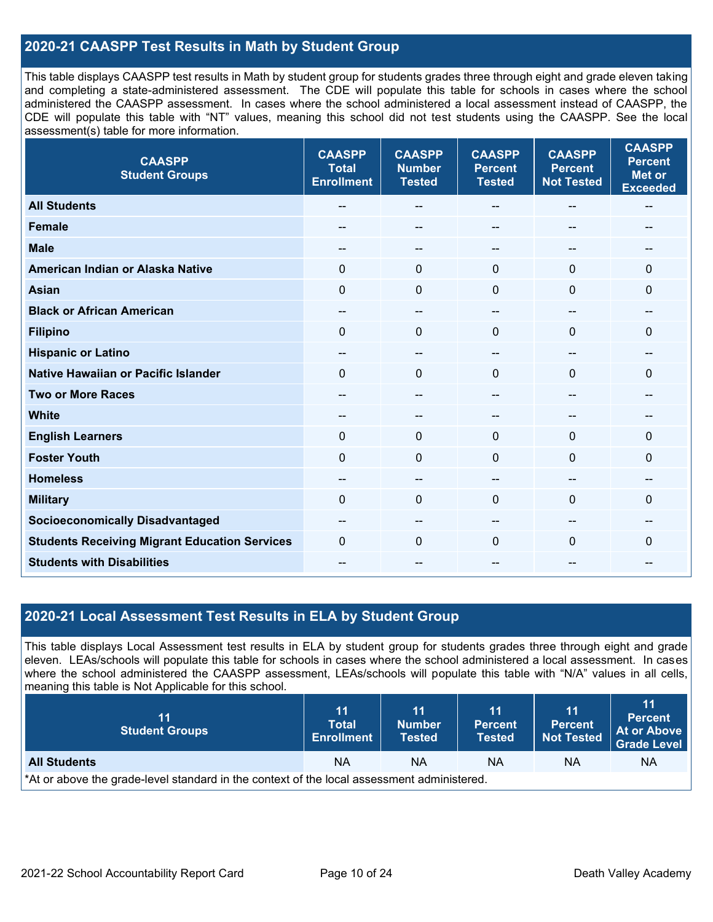## 2020-21 CAASPP Test Results in Math by Student Group

This table displays CAASPP test results in Math by student group for students grades three through eight and grade eleven taking and completing a state-administered assessment. The CDE will populate this table for schools in cases where the school administered the CAASPP assessment. In cases where the school administered a local assessment instead of CAASPP, the CDE will populate this table with "NT" values, meaning this school did not test students using the CAASPP. See the local assessment(s) table for more information.

| CAASPP Student Groups | CAASPP Total Enrollment | CAASPP Number Tested | CAASPP Percent Tested | CAASPP Percent Not Tested | CAASPP Percent Met or Exceeded |
|---|---|---|---|---|---|
| **All Students** | -- | -- | -- | -- | -- |
| **Female** | -- | -- | -- | -- | -- |
| **Male** | -- | -- | -- | -- | -- |
| **American Indian or Alaska Native** | 0 | 0 | 0 | 0 | 0 |
| **Asian** | 0 | 0 | 0 | 0 | 0 |
| **Black or African American** | -- | -- | -- | -- | -- |
| **Filipino** | 0 | 0 | 0 | 0 | 0 |
| **Hispanic or Latino** | -- | -- | -- | -- | -- |
| **Native Hawaiian or Pacific Islander** | 0 | 0 | 0 | 0 | 0 |
| **Two or More Races** | -- | -- | -- | -- | -- |
| **White** | -- | -- | -- | -- | -- |
| **English Learners** | 0 | 0 | 0 | 0 | 0 |
| **Foster Youth** | 0 | 0 | 0 | 0 | 0 |
| **Homeless** | -- | -- | -- | -- | -- |
| **Military** | 0 | 0 | 0 | 0 | 0 |
| **Socioeconomically Disadvantaged** | -- | -- | -- | -- | -- |
| **Students Receiving Migrant Education Services** | 0 | 0 | 0 | 0 | 0 |
| **Students with Disabilities** | -- | -- | -- | -- | -- |

## 2020-21 Local Assessment Test Results in ELA by Student Group

This table displays Local Assessment test results in ELA by student group for students grades three through eight and grade eleven. LEAs/schools will populate this table for schools in cases where the school administered a local assessment. In cases where the school administered the CAASPP assessment, LEAs/schools will populate this table with "N/A" values in all cells, meaning this table is Not Applicable for this school.

| 11 Student Groups | 11 Total Enrollment | 11 Number Tested | 11 Percent Tested | 11 Percent Not Tested | 11 Percent At or Above Grade Level |
|---|---|---|---|---|---|
| **All Students** | NA | NA | NA | NA | NA |

*At or above the grade-level standard in the context of the local assessment administered.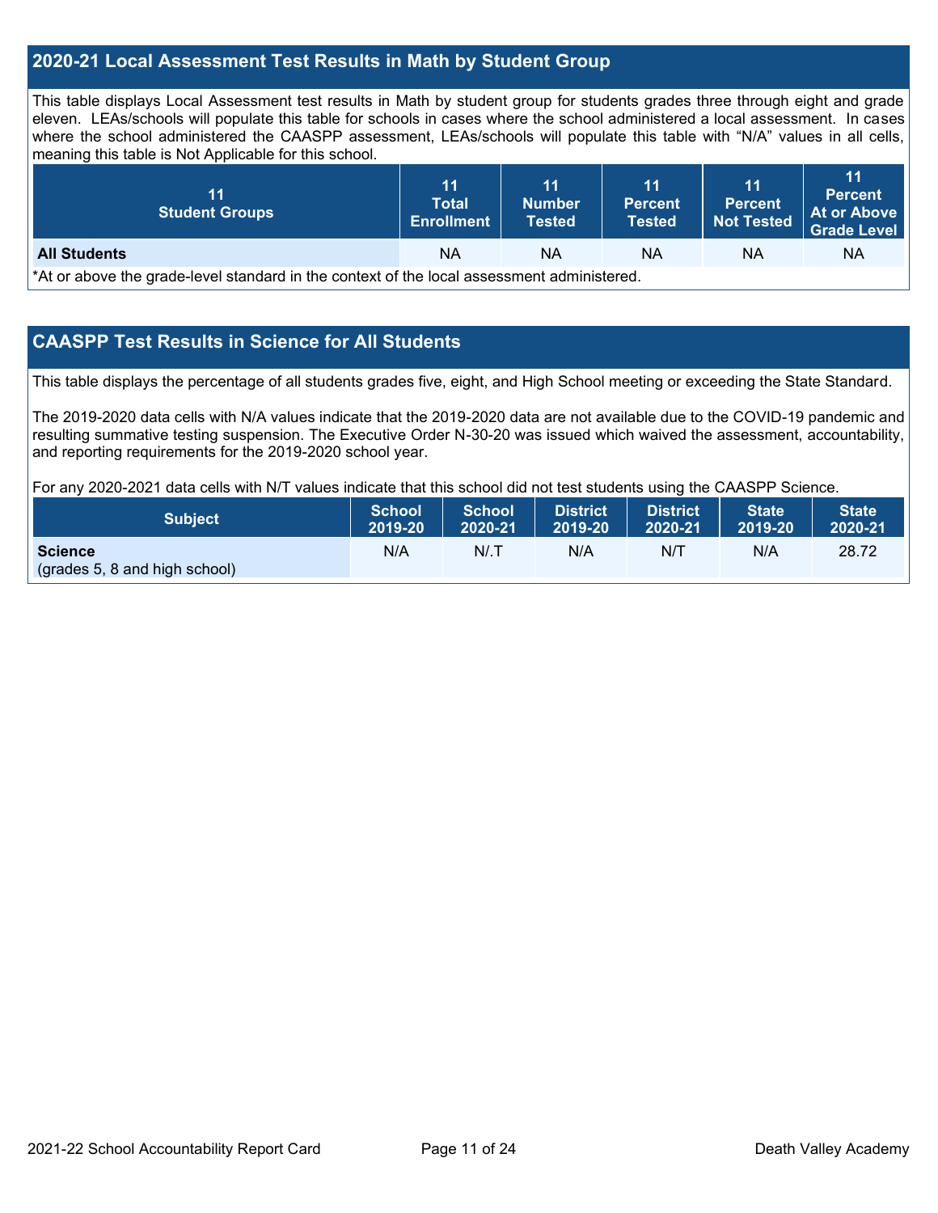## 2020-21 Local Assessment Test Results in Math by Student Group

This table displays Local Assessment test results in Math by student group for students grades three through eight and grade eleven. LEAs/schools will populate this table for schools in cases where the school administered a local assessment. In cases where the school administered the CAASPP assessment, LEAs/schools will populate this table with "N/A" values in all cells, meaning this table is Not Applicable for this school.

| 11 Student Groups | 11 Total Enrollment | 11 Number Tested | 11 Percent Tested | 11 Percent Not Tested | 11 Percent At or Above Grade Level |
|---|---|---|---|---|---|
| **All Students** | NA | NA | NA | NA | NA |

*At or above the grade-level standard in the context of the local assessment administered.

## CAASPP Test Results in Science for All Students

This table displays the percentage of all students grades five, eight, and High School meeting or exceeding the State Standard.

The 2019-2020 data cells with N/A values indicate that the 2019-2020 data are not available due to the COVID-19 pandemic and resulting summative testing suspension. The Executive Order N-30-20 was issued which waived the assessment, accountability, and reporting requirements for the 2019-2020 school year.

For any 2020-2021 data cells with N/T values indicate that this school did not test students using the CAASPP Science.

| Subject | School 2019-20 | School 2020-21 | District 2019-20 | District 2020-21 | State 2019-20 | State 2020-21 |
|---|---|---|---|---|---|---|
| **Science** (grades 5, 8 and high school) | N/A | N/.T | N/A | N/T | N/A | 28.72 |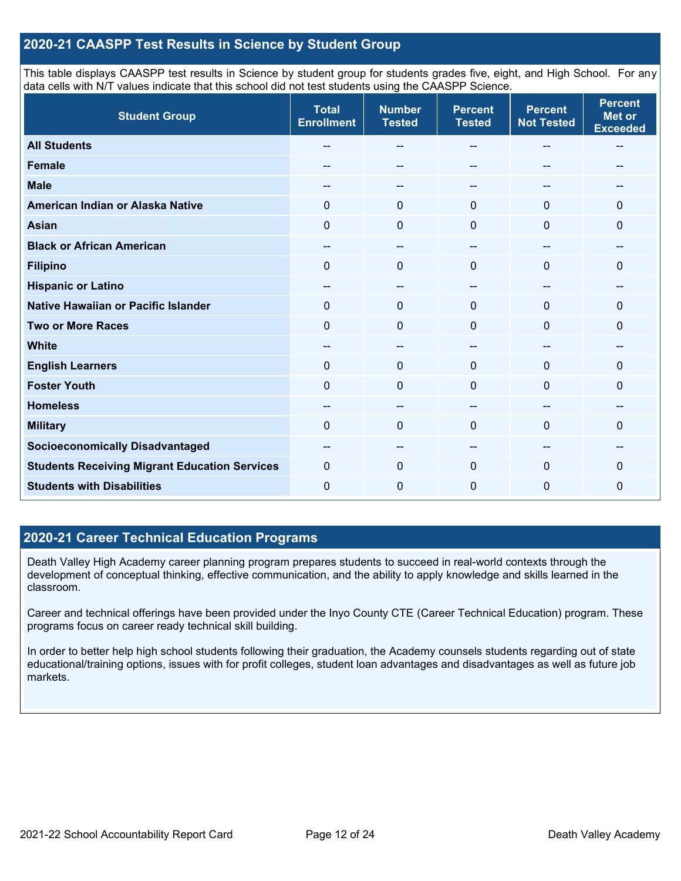## 2020-21 CAASPP Test Results in Science by Student Group

This table displays CAASPP test results in Science by student group for students grades five, eight, and High School. For any data cells with N/T values indicate that this school did not test students using the CAASPP Science.

| Student Group | Total Enrollment | Number Tested | Percent Tested | Percent Not Tested | Percent Met or Exceeded |
|---|---|---|---|---|---|
| **All Students** | -- | -- | -- | -- | -- |
| **Female** | -- | -- | -- | -- | -- |
| **Male** | -- | -- | -- | -- | -- |
| **American Indian or Alaska Native** | 0 | 0 | 0 | 0 | 0 |
| **Asian** | 0 | 0 | 0 | 0 | 0 |
| **Black or African American** | -- | -- | -- | -- | -- |
| **Filipino** | 0 | 0 | 0 | 0 | 0 |
| **Hispanic or Latino** | -- | -- | -- | -- | -- |
| **Native Hawaiian or Pacific Islander** | 0 | 0 | 0 | 0 | 0 |
| **Two or More Races** | 0 | 0 | 0 | 0 | 0 |
| **White** | -- | -- | -- | -- | -- |
| **English Learners** | 0 | 0 | 0 | 0 | 0 |
| **Foster Youth** | 0 | 0 | 0 | 0 | 0 |
| **Homeless** | -- | -- | -- | -- | -- |
| **Military** | 0 | 0 | 0 | 0 | 0 |
| **Socioeconomically Disadvantaged** | -- | -- | -- | -- | -- |
| **Students Receiving Migrant Education Services** | 0 | 0 | 0 | 0 | 0 |
| **Students with Disabilities** | 0 | 0 | 0 | 0 | 0 |

## 2020-21 Career Technical Education Programs

Death Valley High Academy career planning program prepares students to succeed in real-world contexts through the development of conceptual thinking, effective communication, and the ability to apply knowledge and skills learned in the classroom.

Career and technical offerings have been provided under the Inyo County CTE (Career Technical Education) program. These programs focus on career ready technical skill building.

In order to better help high school students following their graduation, the Academy counsels students regarding out of state educational/training options, issues with for profit colleges, student loan advantages and disadvantages as well as future job markets.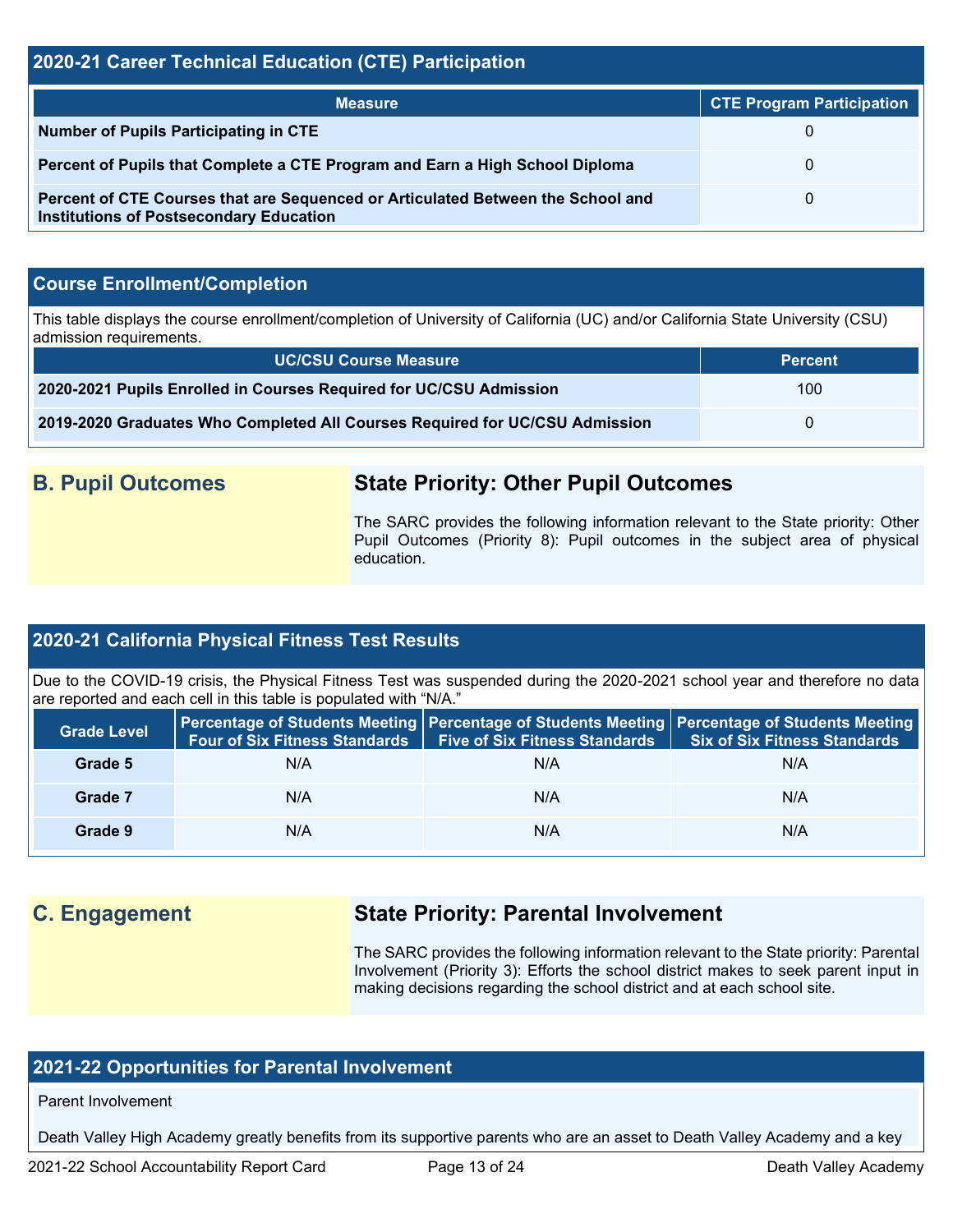## 2020-21 Career Technical Education (CTE) Participation

| Measure | CTE Program Participation |
| --- | --- |
| **Number of Pupils Participating in CTE** | 0 |
| **Percent of Pupils that Complete a CTE Program and Earn a High School Diploma** | 0 |
| **Percent of CTE Courses that are Sequenced or Articulated Between the School and Institutions of Postsecondary Education** | 0 |

## Course Enrollment/Completion

This table displays the course enrollment/completion of University of California (UC) and/or California State University (CSU) admission requirements.

| UC/CSU Course Measure | Percent |
| --- | --- |
| **2020-2021 Pupils Enrolled in Courses Required for UC/CSU Admission** | 100 |
| **2019-2020 Graduates Who Completed All Courses Required for UC/CSU Admission** | 0 |

## B. Pupil Outcomes

### State Priority: Other Pupil Outcomes

The SARC provides the following information relevant to the State priority: Other Pupil Outcomes (Priority 8): Pupil outcomes in the subject area of physical education.

## 2020-21 California Physical Fitness Test Results

Due to the COVID-19 crisis, the Physical Fitness Test was suspended during the 2020-2021 school year and therefore no data are reported and each cell in this table is populated with "N/A."

| Grade Level | Percentage of Students Meeting Four of Six Fitness Standards | Percentage of Students Meeting Five of Six Fitness Standards | Percentage of Students Meeting Six of Six Fitness Standards |
| --- | --- | --- | --- |
| **Grade 5** | N/A | N/A | N/A |
| **Grade 7** | N/A | N/A | N/A |
| **Grade 9** | N/A | N/A | N/A |

## C. Engagement

### State Priority: Parental Involvement

The SARC provides the following information relevant to the State priority: Parental Involvement (Priority 3): Efforts the school district makes to seek parent input in making decisions regarding the school district and at each school site.

## 2021-22 Opportunities for Parental Involvement

Parent Involvement

Death Valley High Academy greatly benefits from its supportive parents who are an asset to Death Valley Academy and a key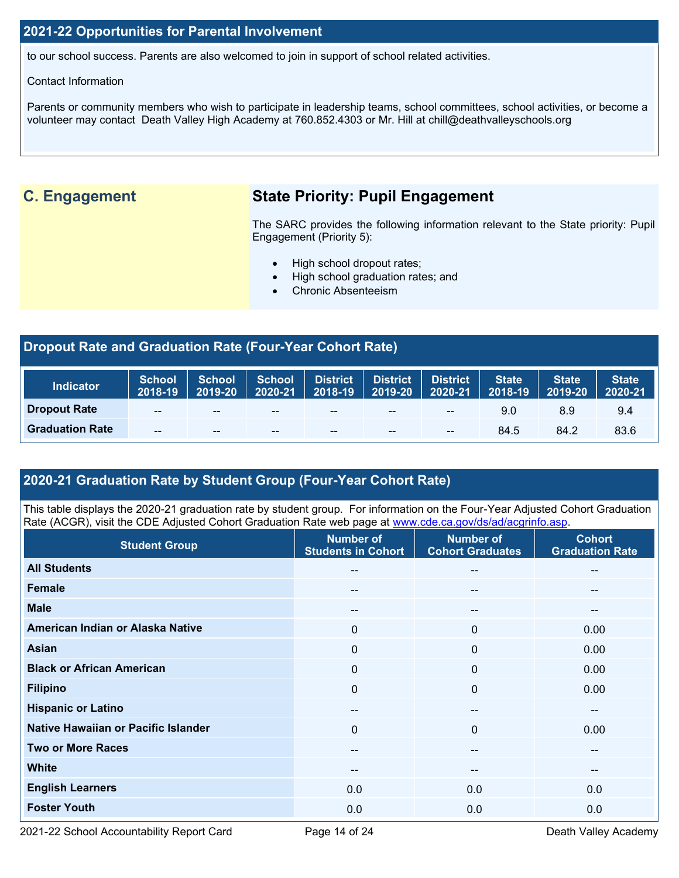## 2021-22 Opportunities for Parental Involvement

to our school success. Parents are also welcomed to join in support of school related activities.

Contact Information

Parents or community members who wish to participate in leadership teams, school committees, school activities, or become a volunteer may contact Death Valley High Academy at 760.852.4303 or Mr. Hill at chill@deathvalleyschools.org

## C. Engagement

### State Priority: Pupil Engagement

The SARC provides the following information relevant to the State priority: Pupil Engagement (Priority 5):

- High school dropout rates;
- High school graduation rates; and
- Chronic Absenteeism

## Dropout Rate and Graduation Rate (Four-Year Cohort Rate)

| Indicator | School 2018-19 | School 2019-20 | School 2020-21 | District 2018-19 | District 2019-20 | District 2020-21 | State 2018-19 | State 2019-20 | State 2020-21 |
|---|---|---|---|---|---|---|---|---|---|
| Dropout Rate | -- | -- | -- | -- | -- | -- | 9.0 | 8.9 | 9.4 |
| Graduation Rate | -- | -- | -- | -- | -- | -- | 84.5 | 84.2 | 83.6 |

## 2020-21 Graduation Rate by Student Group (Four-Year Cohort Rate)

This table displays the 2020-21 graduation rate by student group. For information on the Four-Year Adjusted Cohort Graduation Rate (ACGR), visit the CDE Adjusted Cohort Graduation Rate web page at www.cde.ca.gov/ds/ad/acgrinfo.asp.

| Student Group | Number of Students in Cohort | Number of Cohort Graduates | Cohort Graduation Rate |
|---|---|---|---|
| All Students | -- | -- | -- |
| Female | -- | -- | -- |
| Male | -- | -- | -- |
| American Indian or Alaska Native | 0 | 0 | 0.00 |
| Asian | 0 | 0 | 0.00 |
| Black or African American | 0 | 0 | 0.00 |
| Filipino | 0 | 0 | 0.00 |
| Hispanic or Latino | -- | -- | -- |
| Native Hawaiian or Pacific Islander | 0 | 0 | 0.00 |
| Two or More Races | -- | -- | -- |
| White | -- | -- | -- |
| English Learners | 0.0 | 0.0 | 0.0 |
| Foster Youth | 0.0 | 0.0 | 0.0 |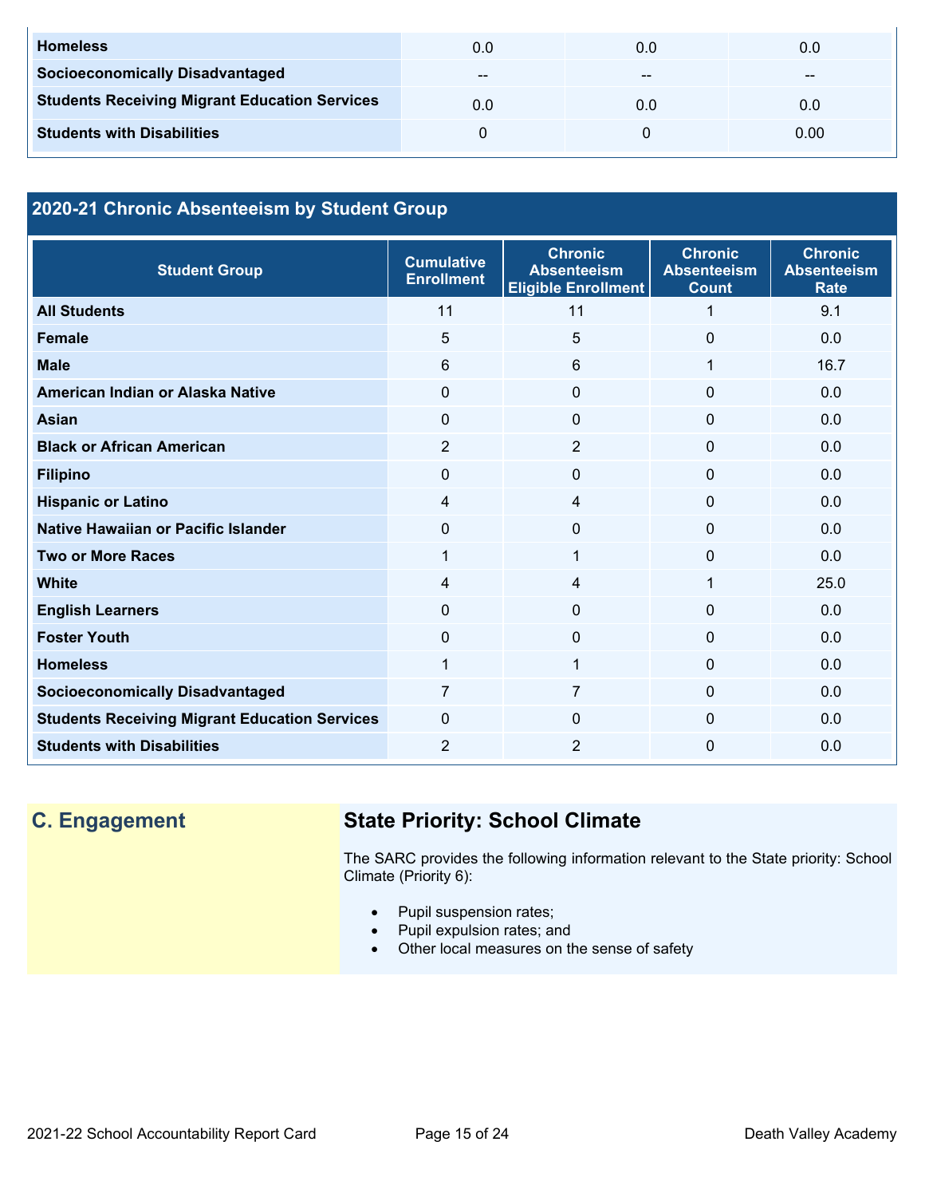| Homeless | 0.0 | 0.0 | 0.0 |
|---|---|---|---|
| Socioeconomically Disadvantaged | -- | -- | -- |
| Students Receiving Migrant Education Services | 0.0 | 0.0 | 0.0 |
| Students with Disabilities | 0 | 0 | 0.00 |

## 2020-21 Chronic Absenteeism by Student Group

| Student Group | Cumulative Enrollment | Chronic Absenteeism Eligible Enrollment | Chronic Absenteeism Count | Chronic Absenteeism Rate |
|---|---|---|---|---|
| All Students | 11 | 11 | 1 | 9.1 |
| Female | 5 | 5 | 0 | 0.0 |
| Male | 6 | 6 | 1 | 16.7 |
| American Indian or Alaska Native | 0 | 0 | 0 | 0.0 |
| Asian | 0 | 0 | 0 | 0.0 |
| Black or African American | 2 | 2 | 0 | 0.0 |
| Filipino | 0 | 0 | 0 | 0.0 |
| Hispanic or Latino | 4 | 4 | 0 | 0.0 |
| Native Hawaiian or Pacific Islander | 0 | 0 | 0 | 0.0 |
| Two or More Races | 1 | 1 | 0 | 0.0 |
| White | 4 | 4 | 1 | 25.0 |
| English Learners | 0 | 0 | 0 | 0.0 |
| Foster Youth | 0 | 0 | 0 | 0.0 |
| Homeless | 1 | 1 | 0 | 0.0 |
| Socioeconomically Disadvantaged | 7 | 7 | 0 | 0.0 |
| Students Receiving Migrant Education Services | 0 | 0 | 0 | 0.0 |
| Students with Disabilities | 2 | 2 | 0 | 0.0 |

## C. Engagement

### State Priority: School Climate

The SARC provides the following information relevant to the State priority: School Climate (Priority 6):

- Pupil suspension rates;
- Pupil expulsion rates; and
- Other local measures on the sense of safety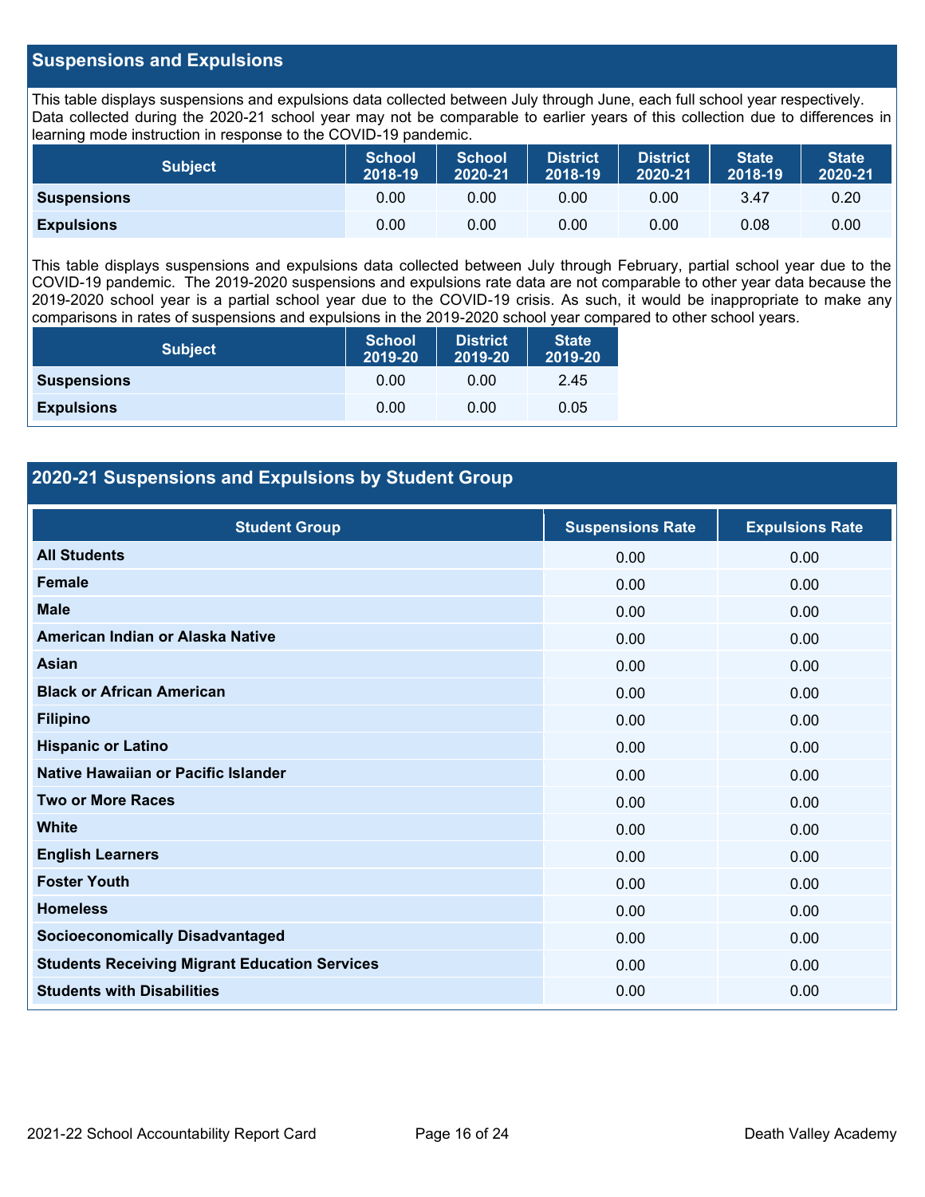## Suspensions and Expulsions

This table displays suspensions and expulsions data collected between July through June, each full school year respectively. Data collected during the 2020-21 school year may not be comparable to earlier years of this collection due to differences in learning mode instruction in response to the COVID-19 pandemic.

| Subject | School 2018-19 | School 2020-21 | District 2018-19 | District 2020-21 | State 2018-19 | State 2020-21 |
|---|---|---|---|---|---|---|
| **Suspensions** | 0.00 | 0.00 | 0.00 | 0.00 | 3.47 | 0.20 |
| **Expulsions** | 0.00 | 0.00 | 0.00 | 0.00 | 0.08 | 0.00 |

This table displays suspensions and expulsions data collected between July through February, partial school year due to the COVID-19 pandemic. The 2019-2020 suspensions and expulsions rate data are not comparable to other year data because the 2019-2020 school year is a partial school year due to the COVID-19 crisis. As such, it would be inappropriate to make any comparisons in rates of suspensions and expulsions in the 2019-2020 school year compared to other school years.

| Subject | School 2019-20 | District 2019-20 | State 2019-20 |
|---|---|---|---|
| **Suspensions** | 0.00 | 0.00 | 2.45 |
| **Expulsions** | 0.00 | 0.00 | 0.05 |

## 2020-21 Suspensions and Expulsions by Student Group

| Student Group | Suspensions Rate | Expulsions Rate |
|---|---|---|
| **All Students** | 0.00 | 0.00 |
| **Female** | 0.00 | 0.00 |
| **Male** | 0.00 | 0.00 |
| **American Indian or Alaska Native** | 0.00 | 0.00 |
| **Asian** | 0.00 | 0.00 |
| **Black or African American** | 0.00 | 0.00 |
| **Filipino** | 0.00 | 0.00 |
| **Hispanic or Latino** | 0.00 | 0.00 |
| **Native Hawaiian or Pacific Islander** | 0.00 | 0.00 |
| **Two or More Races** | 0.00 | 0.00 |
| **White** | 0.00 | 0.00 |
| **English Learners** | 0.00 | 0.00 |
| **Foster Youth** | 0.00 | 0.00 |
| **Homeless** | 0.00 | 0.00 |
| **Socioeconomically Disadvantaged** | 0.00 | 0.00 |
| **Students Receiving Migrant Education Services** | 0.00 | 0.00 |
| **Students with Disabilities** | 0.00 | 0.00 |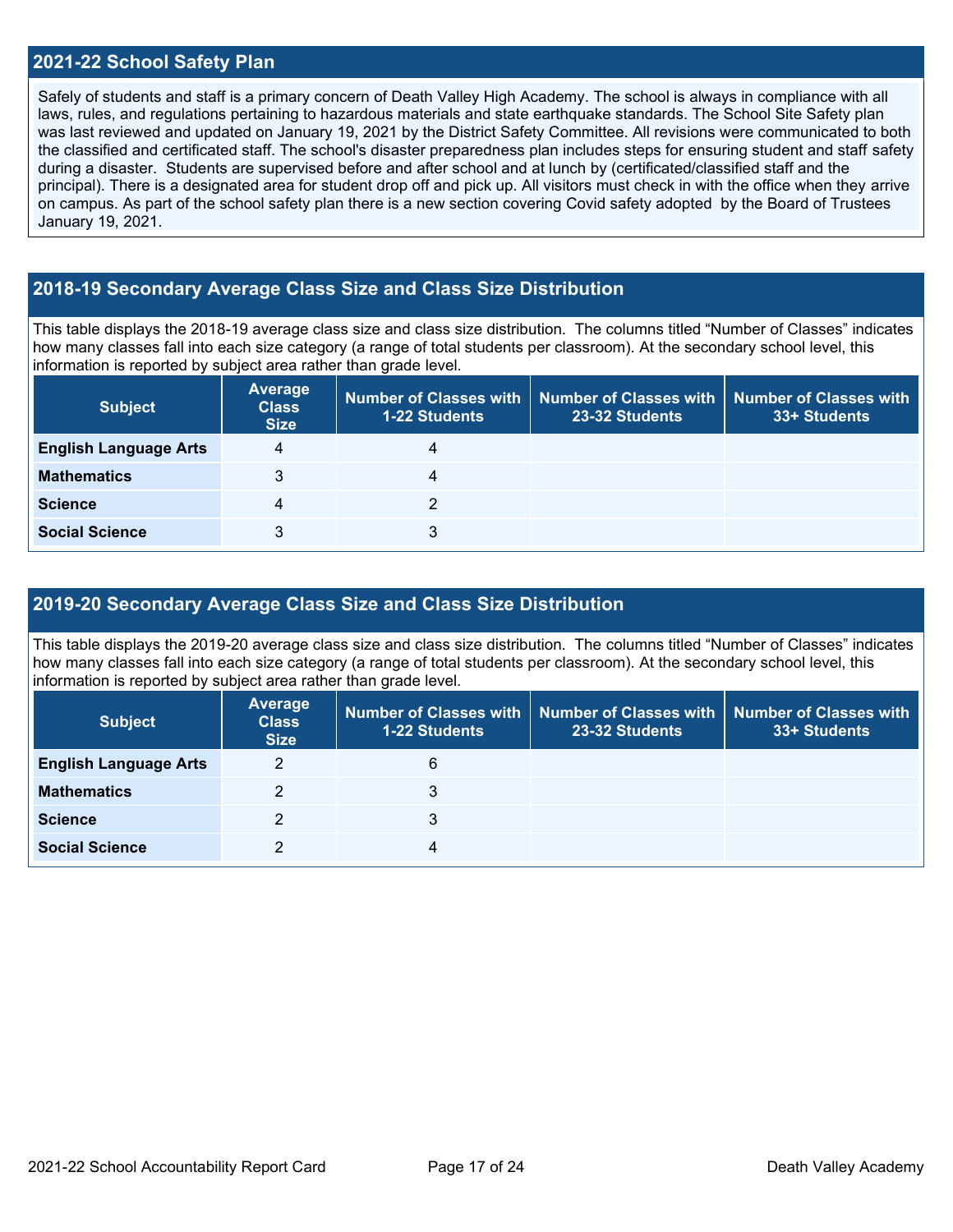## 2021-22 School Safety Plan

Safely of students and staff is a primary concern of Death Valley High Academy. The school is always in compliance with all laws, rules, and regulations pertaining to hazardous materials and state earthquake standards. The School Site Safety plan was last reviewed and updated on January 19, 2021 by the District Safety Committee. All revisions were communicated to both the classified and certificated staff. The school's disaster preparedness plan includes steps for ensuring student and staff safety during a disaster. Students are supervised before and after school and at lunch by (certificated/classified staff and the principal). There is a designated area for student drop off and pick up. All visitors must check in with the office when they arrive on campus. As part of the school safety plan there is a new section covering Covid safety adopted by the Board of Trustees January 19, 2021.

## 2018-19 Secondary Average Class Size and Class Size Distribution

This table displays the 2018-19 average class size and class size distribution. The columns titled "Number of Classes" indicates how many classes fall into each size category (a range of total students per classroom). At the secondary school level, this information is reported by subject area rather than grade level.

| Subject | Average Class Size | Number of Classes with 1-22 Students | Number of Classes with 23-32 Students | Number of Classes with 33+ Students |
|---|---|---|---|---|
| English Language Arts | 4 | 4 | | |
| Mathematics | 3 | 4 | | |
| Science | 4 | 2 | | |
| Social Science | 3 | 3 | | |

## 2019-20 Secondary Average Class Size and Class Size Distribution

This table displays the 2019-20 average class size and class size distribution. The columns titled "Number of Classes" indicates how many classes fall into each size category (a range of total students per classroom). At the secondary school level, this information is reported by subject area rather than grade level.

| Subject | Average Class Size | Number of Classes with 1-22 Students | Number of Classes with 23-32 Students | Number of Classes with 33+ Students |
|---|---|---|---|---|
| English Language Arts | 2 | 6 | | |
| Mathematics | 2 | 3 | | |
| Science | 2 | 3 | | |
| Social Science | 2 | 4 | | |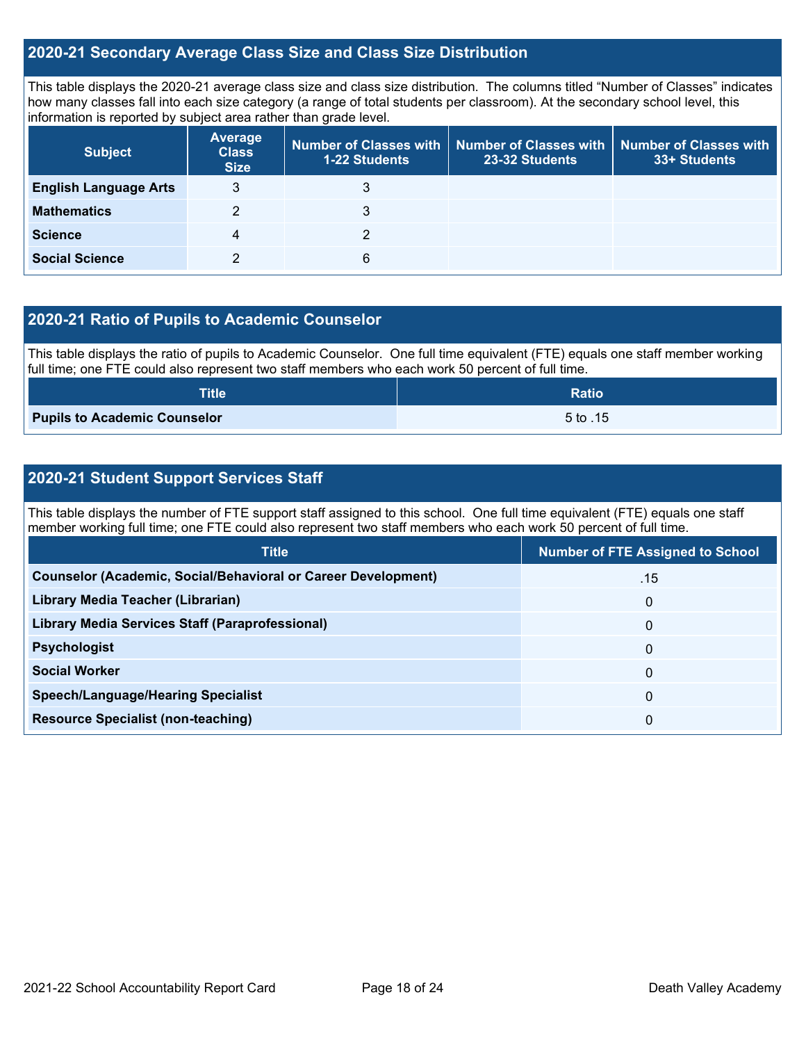## 2020-21 Secondary Average Class Size and Class Size Distribution

This table displays the 2020-21 average class size and class size distribution. The columns titled "Number of Classes" indicates how many classes fall into each size category (a range of total students per classroom). At the secondary school level, this information is reported by subject area rather than grade level.

| Subject | Average Class Size | Number of Classes with 1-22 Students | Number of Classes with 23-32 Students | Number of Classes with 33+ Students |
|---|---|---|---|---|
| **English Language Arts** | 3 | 3 | | |
| **Mathematics** | 2 | 3 | | |
| **Science** | 4 | 2 | | |
| **Social Science** | 2 | 6 | | |

## 2020-21 Ratio of Pupils to Academic Counselor

This table displays the ratio of pupils to Academic Counselor. One full time equivalent (FTE) equals one staff member working full time; one FTE could also represent two staff members who each work 50 percent of full time.

| Title | Ratio |
|---|---|
| **Pupils to Academic Counselor** | 5 to .15 |

## 2020-21 Student Support Services Staff

This table displays the number of FTE support staff assigned to this school. One full time equivalent (FTE) equals one staff member working full time; one FTE could also represent two staff members who each work 50 percent of full time.

| Title | Number of FTE Assigned to School |
|---|---|
| **Counselor (Academic, Social/Behavioral or Career Development)** | .15 |
| **Library Media Teacher (Librarian)** | 0 |
| **Library Media Services Staff (Paraprofessional)** | 0 |
| **Psychologist** | 0 |
| **Social Worker** | 0 |
| **Speech/Language/Hearing Specialist** | 0 |
| **Resource Specialist (non-teaching)** | 0 |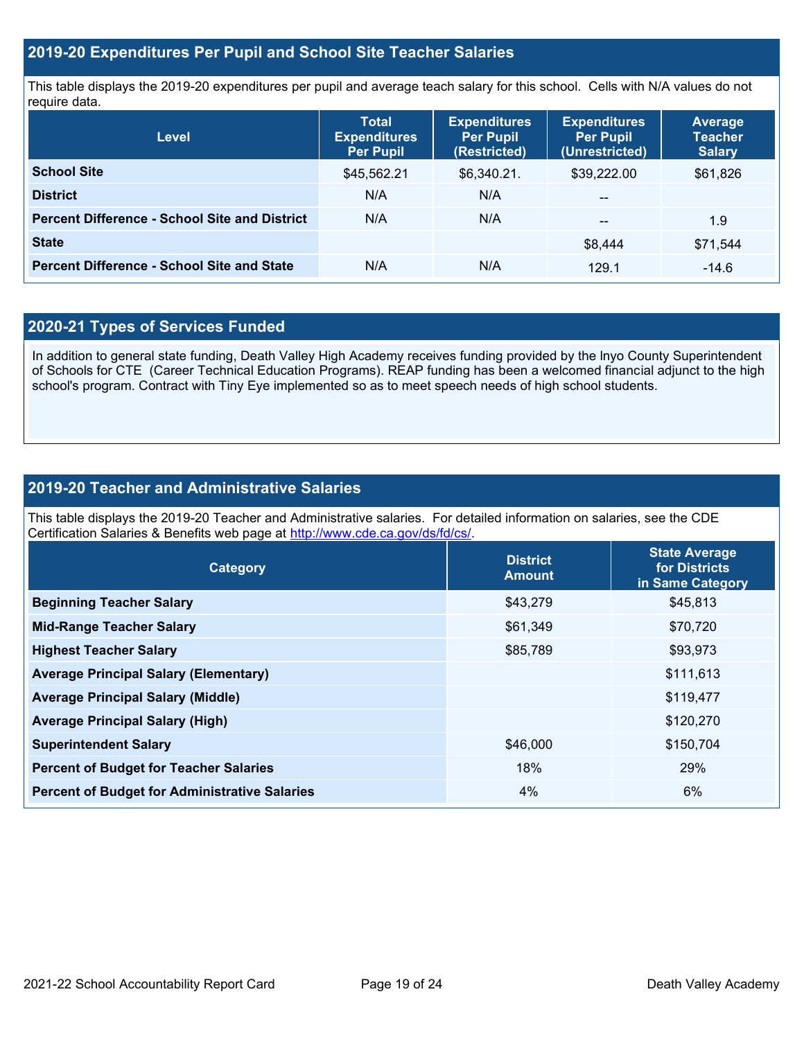## 2019-20 Expenditures Per Pupil and School Site Teacher Salaries

This table displays the 2019-20 expenditures per pupil and average teach salary for this school. Cells with N/A values do not require data.

| Level | Total Expenditures Per Pupil | Expenditures Per Pupil (Restricted) | Expenditures Per Pupil (Unrestricted) | Average Teacher Salary |
|---|---|---|---|---|
| **School Site** | $45,562.21 | $6,340.21. | $39,222.00 | $61,826 |
| **District** | N/A | N/A | -- | |
| **Percent Difference - School Site and District** | N/A | N/A | -- | 1.9 |
| **State** | | | $8,444 | $71,544 |
| **Percent Difference - School Site and State** | N/A | N/A | 129.1 | -14.6 |

## 2020-21 Types of Services Funded

In addition to general state funding, Death Valley High Academy receives funding provided by the Inyo County Superintendent of Schools for CTE (Career Technical Education Programs). REAP funding has been a welcomed financial adjunct to the high school's program. Contract with Tiny Eye implemented so as to meet speech needs of high school students.

## 2019-20 Teacher and Administrative Salaries

This table displays the 2019-20 Teacher and Administrative salaries. For detailed information on salaries, see the CDE Certification Salaries & Benefits web page at http://www.cde.ca.gov/ds/fd/cs/.

| Category | District Amount | State Average for Districts in Same Category |
|---|---|---|
| **Beginning Teacher Salary** | $43,279 | $45,813 |
| **Mid-Range Teacher Salary** | $61,349 | $70,720 |
| **Highest Teacher Salary** | $85,789 | $93,973 |
| **Average Principal Salary (Elementary)** | | $111,613 |
| **Average Principal Salary (Middle)** | | $119,477 |
| **Average Principal Salary (High)** | | $120,270 |
| **Superintendent Salary** | $46,000 | $150,704 |
| **Percent of Budget for Teacher Salaries** | 18% | 29% |
| **Percent of Budget for Administrative Salaries** | 4% | 6% |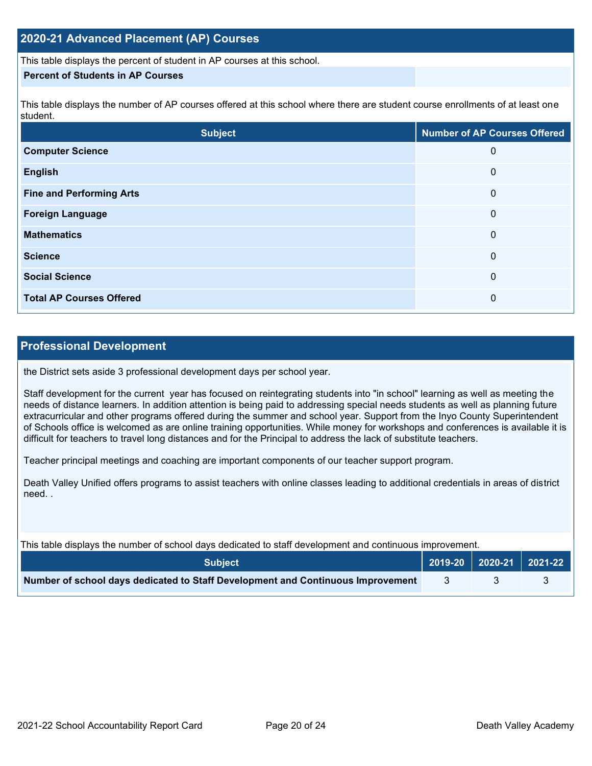## 2020-21 Advanced Placement (AP) Courses

This table displays the percent of student in AP courses at this school.

| Percent of Students in AP Courses | |
|---|---|

This table displays the number of AP courses offered at this school where there are student course enrollments of at least one student.

| Subject | Number of AP Courses Offered |
|---|---|
| **Computer Science** | 0 |
| **English** | 0 |
| **Fine and Performing Arts** | 0 |
| **Foreign Language** | 0 |
| **Mathematics** | 0 |
| **Science** | 0 |
| **Social Science** | 0 |
| **Total AP Courses Offered** | 0 |

## Professional Development

the District sets aside 3 professional development days per school year.

Staff development for the current year has focused on reintegrating students into "in school" learning as well as meeting the needs of distance learners. In addition attention is being paid to addressing special needs students as well as planning future extracurricular and other programs offered during the summer and school year. Support from the Inyo County Superintendent of Schools office is welcomed as are online training opportunities. While money for workshops and conferences is available it is difficult for teachers to travel long distances and for the Principal to address the lack of substitute teachers.

Teacher principal meetings and coaching are important components of our teacher support program.

Death Valley Unified offers programs to assist teachers with online classes leading to additional credentials in areas of district need. .

This table displays the number of school days dedicated to staff development and continuous improvement.

| Subject | 2019-20 | 2020-21 | 2021-22 |
|---|---|---|---|
| **Number of school days dedicated to Staff Development and Continuous Improvement** | 3 | 3 | 3 |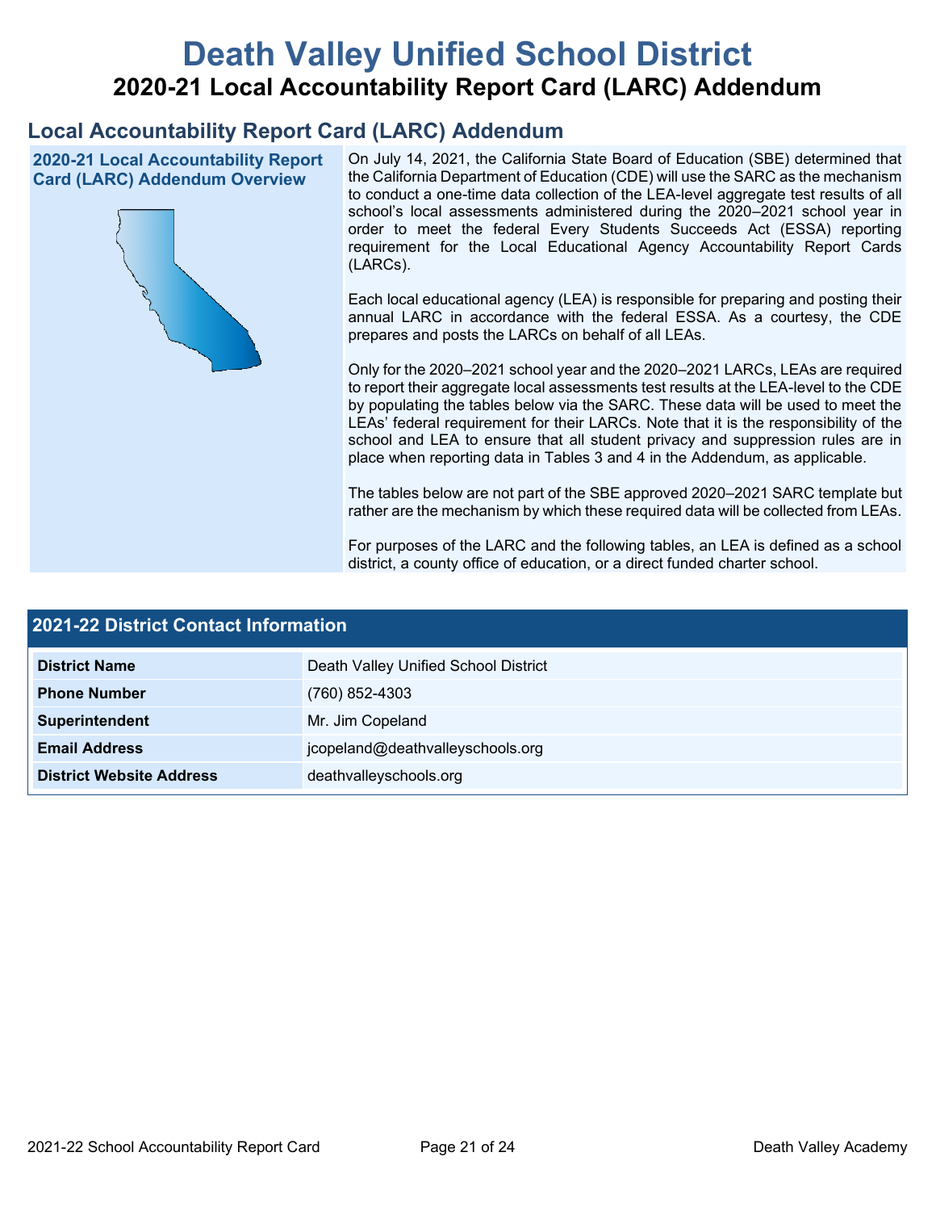# Death Valley Unified School District

## 2020-21 Local Accountability Report Card (LARC) Addendum

## Local Accountability Report Card (LARC) Addendum

### 2020-21 Local Accountability Report Card (LARC) Addendum Overview

On July 14, 2021, the California State Board of Education (SBE) determined that the California Department of Education (CDE) will use the SARC as the mechanism to conduct a one-time data collection of the LEA-level aggregate test results of all school's local assessments administered during the 2020–2021 school year in order to meet the federal Every Students Succeeds Act (ESSA) reporting requirement for the Local Educational Agency Accountability Report Cards (LARCs).

Each local educational agency (LEA) is responsible for preparing and posting their annual LARC in accordance with the federal ESSA. As a courtesy, the CDE prepares and posts the LARCs on behalf of all LEAs.

Only for the 2020–2021 school year and the 2020–2021 LARCs, LEAs are required to report their aggregate local assessments test results at the LEA-level to the CDE by populating the tables below via the SARC. These data will be used to meet the LEAs' federal requirement for their LARCs. Note that it is the responsibility of the school and LEA to ensure that all student privacy and suppression rules are in place when reporting data in Tables 3 and 4 in the Addendum, as applicable.

The tables below are not part of the SBE approved 2020–2021 SARC template but rather are the mechanism by which these required data will be collected from LEAs.

For purposes of the LARC and the following tables, an LEA is defined as a school district, a county office of education, or a direct funded charter school.

| 2021-22 District Contact Information | |
|---|---|
| **District Name** | Death Valley Unified School District |
| **Phone Number** | (760) 852-4303 |
| **Superintendent** | Mr. Jim Copeland |
| **Email Address** | jcopeland@deathvalleyschools.org |
| **District Website Address** | deathvalleyschools.org |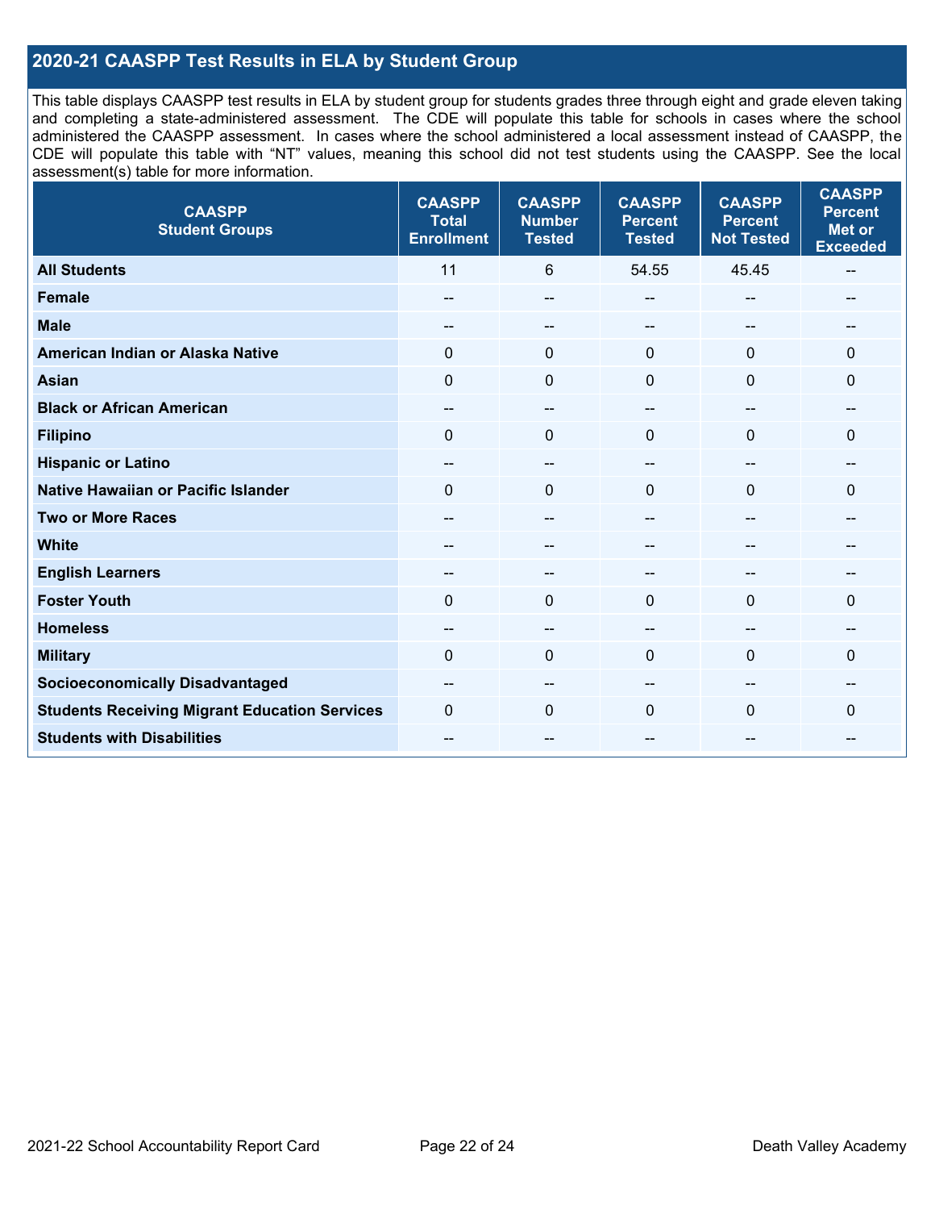## 2020-21 CAASPP Test Results in ELA by Student Group

This table displays CAASPP test results in ELA by student group for students grades three through eight and grade eleven taking and completing a state-administered assessment. The CDE will populate this table for schools in cases where the school administered the CAASPP assessment. In cases where the school administered a local assessment instead of CAASPP, the CDE will populate this table with "NT" values, meaning this school did not test students using the CAASPP. See the local assessment(s) table for more information.

| CAASPP Student Groups | CAASPP Total Enrollment | CAASPP Number Tested | CAASPP Percent Tested | CAASPP Percent Not Tested | CAASPP Percent Met or Exceeded |
|---|---|---|---|---|---|
| **All Students** | 11 | 6 | 54.55 | 45.45 | -- |
| **Female** | -- | -- | -- | -- | -- |
| **Male** | -- | -- | -- | -- | -- |
| **American Indian or Alaska Native** | 0 | 0 | 0 | 0 | 0 |
| **Asian** | 0 | 0 | 0 | 0 | 0 |
| **Black or African American** | -- | -- | -- | -- | -- |
| **Filipino** | 0 | 0 | 0 | 0 | 0 |
| **Hispanic or Latino** | -- | -- | -- | -- | -- |
| **Native Hawaiian or Pacific Islander** | 0 | 0 | 0 | 0 | 0 |
| **Two or More Races** | -- | -- | -- | -- | -- |
| **White** | -- | -- | -- | -- | -- |
| **English Learners** | -- | -- | -- | -- | -- |
| **Foster Youth** | 0 | 0 | 0 | 0 | 0 |
| **Homeless** | -- | -- | -- | -- | -- |
| **Military** | 0 | 0 | 0 | 0 | 0 |
| **Socioeconomically Disadvantaged** | -- | -- | -- | -- | -- |
| **Students Receiving Migrant Education Services** | 0 | 0 | 0 | 0 | 0 |
| **Students with Disabilities** | -- | -- | -- | -- | -- |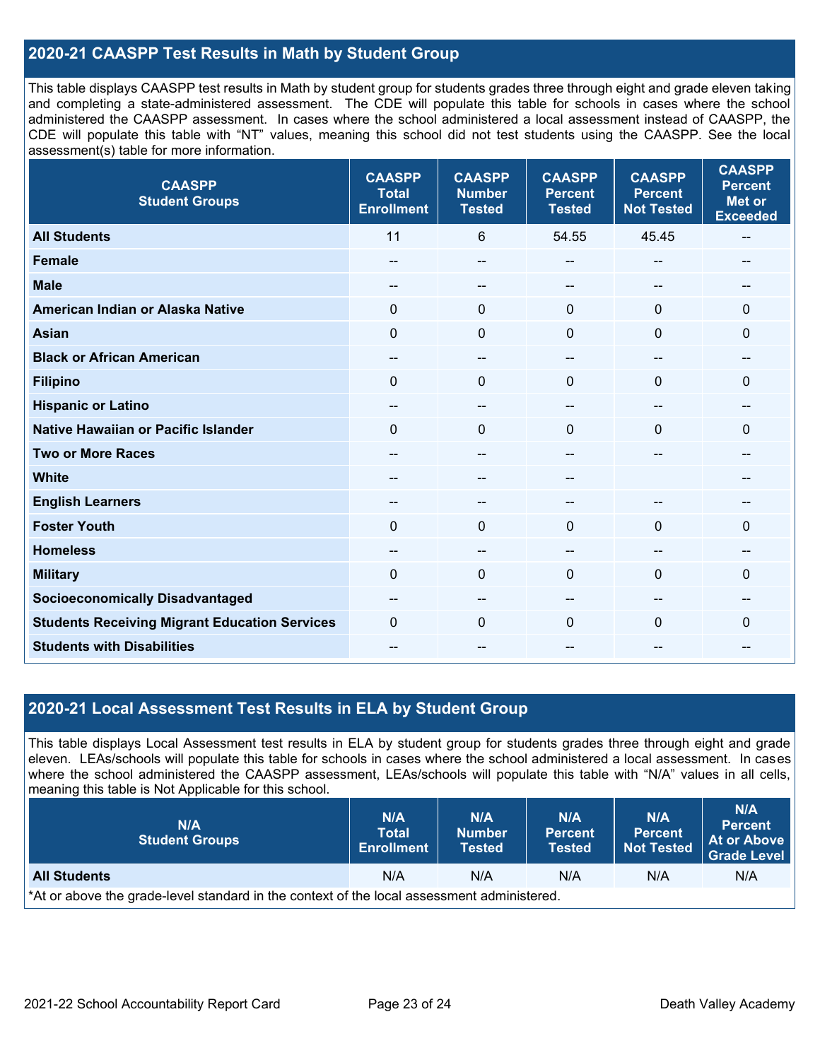## 2020-21 CAASPP Test Results in Math by Student Group

This table displays CAASPP test results in Math by student group for students grades three through eight and grade eleven taking and completing a state-administered assessment. The CDE will populate this table for schools in cases where the school administered the CAASPP assessment. In cases where the school administered a local assessment instead of CAASPP, the CDE will populate this table with "NT" values, meaning this school did not test students using the CAASPP. See the local assessment(s) table for more information.

| CAASPP Student Groups | CAASPP Total Enrollment | CAASPP Number Tested | CAASPP Percent Tested | CAASPP Percent Not Tested | CAASPP Percent Met or Exceeded |
|---|---|---|---|---|---|
| **All Students** | 11 | 6 | 54.55 | 45.45 | -- |
| **Female** | -- | -- | -- | -- | -- |
| **Male** | -- | -- | -- | -- | -- |
| **American Indian or Alaska Native** | 0 | 0 | 0 | 0 | 0 |
| **Asian** | 0 | 0 | 0 | 0 | 0 |
| **Black or African American** | -- | -- | -- | -- | -- |
| **Filipino** | 0 | 0 | 0 | 0 | 0 |
| **Hispanic or Latino** | -- | -- | -- | -- | -- |
| **Native Hawaiian or Pacific Islander** | 0 | 0 | 0 | 0 | 0 |
| **Two or More Races** | -- | -- | -- | -- | -- |
| **White** | -- | -- | -- | | -- |
| **English Learners** | -- | -- | -- | -- | -- |
| **Foster Youth** | 0 | 0 | 0 | 0 | 0 |
| **Homeless** | -- | -- | -- | -- | -- |
| **Military** | 0 | 0 | 0 | 0 | 0 |
| **Socioeconomically Disadvantaged** | -- | -- | -- | -- | -- |
| **Students Receiving Migrant Education Services** | 0 | 0 | 0 | 0 | 0 |
| **Students with Disabilities** | -- | -- | -- | -- | -- |

## 2020-21 Local Assessment Test Results in ELA by Student Group

This table displays Local Assessment test results in ELA by student group for students grades three through eight and grade eleven. LEAs/schools will populate this table for schools in cases where the school administered a local assessment. In cases where the school administered the CAASPP assessment, LEAs/schools will populate this table with "N/A" values in all cells, meaning this table is Not Applicable for this school.

| N/A Student Groups | N/A Total Enrollment | N/A Number Tested | N/A Percent Tested | N/A Percent Not Tested | N/A Percent At or Above Grade Level |
|---|---|---|---|---|---|
| **All Students** | N/A | N/A | N/A | N/A | N/A |

*At or above the grade-level standard in the context of the local assessment administered.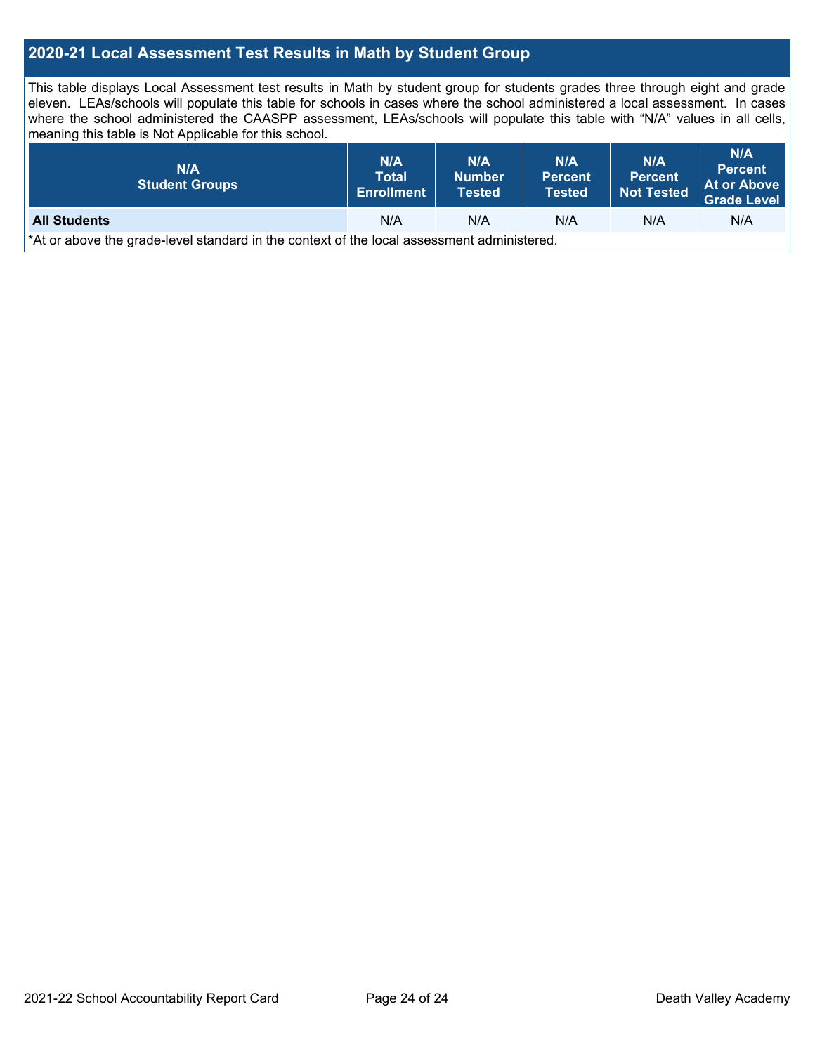## 2020-21 Local Assessment Test Results in Math by Student Group

This table displays Local Assessment test results in Math by student group for students grades three through eight and grade eleven. LEAs/schools will populate this table for schools in cases where the school administered a local assessment. In cases where the school administered the CAASPP assessment, LEAs/schools will populate this table with "N/A" values in all cells, meaning this table is Not Applicable for this school.

| N/A Student Groups | N/A Total Enrollment | N/A Number Tested | N/A Percent Tested | N/A Percent Not Tested | N/A Percent At or Above Grade Level |
|---|---|---|---|---|---|
| **All Students** | N/A | N/A | N/A | N/A | N/A |

*At or above the grade-level standard in the context of the local assessment administered.